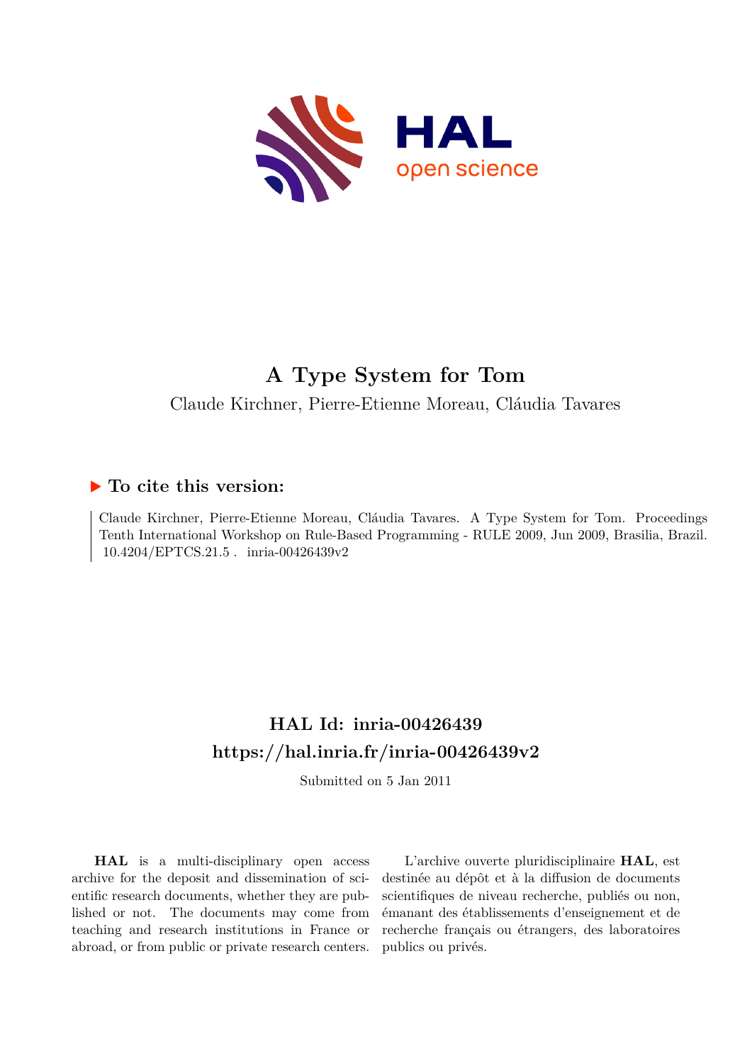# A Type System for Tom

Claude Kirchner, Pierre-Etienne Moreau, Cláudia Tavares

## ▶ To cite this version:

Claude Kirchner, Pierre-Etienne Moreau, Cláudia Tavares. A Type System for Tom. Proceedings Tenth International Workshop on Rule-Based Programming - RULE 2009, Jun 2009, Brasilia, Brazil. 10.4204/EPTCS.21.5 . inria-00426439v2

## HAL Id: inria-00426439
## https://hal.inria.fr/inria-00426439v2

Submitted on 5 Jan 2011

**HAL** is a multi-disciplinary open access archive for the deposit and dissemination of scientific research documents, whether they are published or not. The documents may come from teaching and research institutions in France or abroad, or from public or private research centers.

L'archive ouverte pluridisciplinaire **HAL**, est destinée au dépôt et à la diffusion de documents scientifiques de niveau recherche, publiés ou non, émanant des établissements d'enseignement et de recherche français ou étrangers, des laboratoires publics ou privés.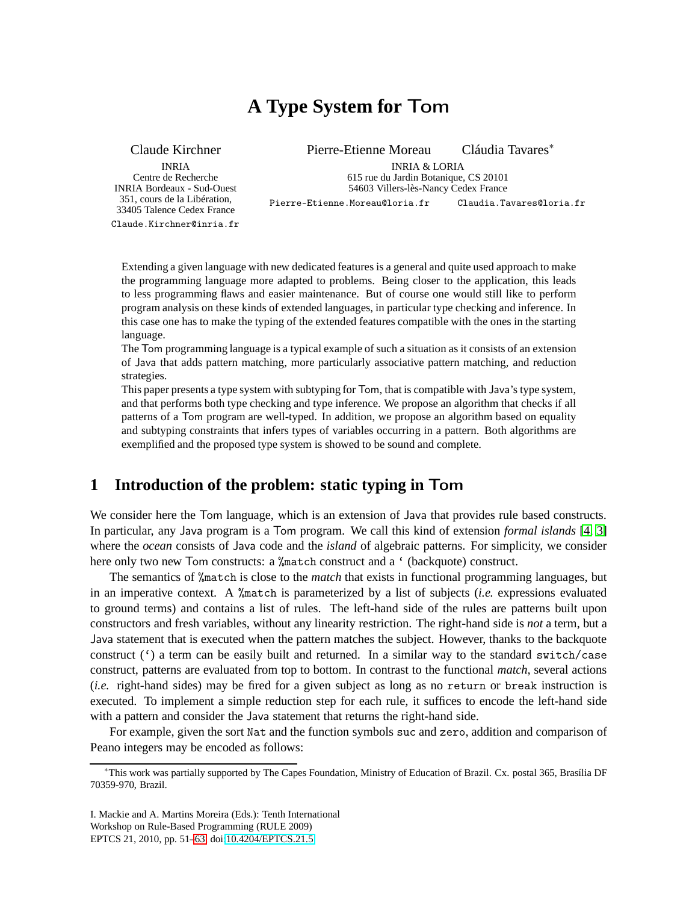# A Type System for Tom

Claude Kirchner
INRIA
Centre de Recherche
INRIA Bordeaux - Sud-Ouest
351, cours de la Libération,
33405 Talence Cedex France
`Claude.Kirchner@inria.fr`

Pierre-Etienne Moreau
Cláudia Tavares*
INRIA & LORIA
615 rue du Jardin Botanique, CS 20101
54603 Villers-lès-Nancy Cedex France
`Pierre-Etienne.Moreau@loria.fr` `Claudia.Tavares@loria.fr`

Extending a given language with new dedicated features is a general and quite used approach to make the programming language more adapted to problems. Being closer to the application, this leads to less programming flaws and easier maintenance. But of course one would still like to perform program analysis on these kinds of extended languages, in particular type checking and inference. In this case one has to make the typing of the extended features compatible with the ones in the starting language.

The Tom programming language is a typical example of such a situation as it consists of an extension of Java that adds pattern matching, more particularly associative pattern matching, and reduction strategies.

This paper presents a type system with subtyping for Tom, that is compatible with Java's type system, and that performs both type checking and type inference. We propose an algorithm that checks if all patterns of a Tom program are well-typed. In addition, we propose an algorithm based on equality and subtyping constraints that infers types of variables occurring in a pattern. Both algorithms are exemplified and the proposed type system is showed to be sound and complete.

## 1 Introduction of the problem: static typing in Tom

We consider here the Tom language, which is an extension of Java that provides rule based constructs. In particular, any Java program is a Tom program. We call this kind of extension *formal islands* [4, 3] where the *ocean* consists of Java code and the *island* of algebraic patterns. For simplicity, we consider here only two new Tom constructs: a `%match` construct and a ` (backquote) construct.

The semantics of `%match` is close to the *match* that exists in functional programming languages, but in an imperative context. A `%match` is parameterized by a list of subjects (*i.e.* expressions evaluated to ground terms) and contains a list of rules. The left-hand side of the rules are patterns built upon constructors and fresh variables, without any linearity restriction. The right-hand side is *not* a term, but a Java statement that is executed when the pattern matches the subject. However, thanks to the backquote construct (`) a term can be easily built and returned. In a similar way to the standard `switch/case` construct, patterns are evaluated from top to bottom. In contrast to the functional *match*, several actions (*i.e.* right-hand sides) may be fired for a given subject as long as no `return` or `break` instruction is executed. To implement a simple reduction step for each rule, it suffices to encode the left-hand side with a pattern and consider the Java statement that returns the right-hand side.

For example, given the sort `Nat` and the function symbols `suc` and `zero`, addition and comparison of Peano integers may be encoded as follows:

*This work was partially supported by The Capes Foundation, Ministry of Education of Brazil. Cx. postal 365, Brasília DF 70359-970, Brazil.

I. Mackie and A. Martins Moreira (Eds.): Tenth International Workshop on Rule-Based Programming (RULE 2009)
EPTCS 21, 2010, pp. 51–63, doi:10.4204/EPTCS.21.5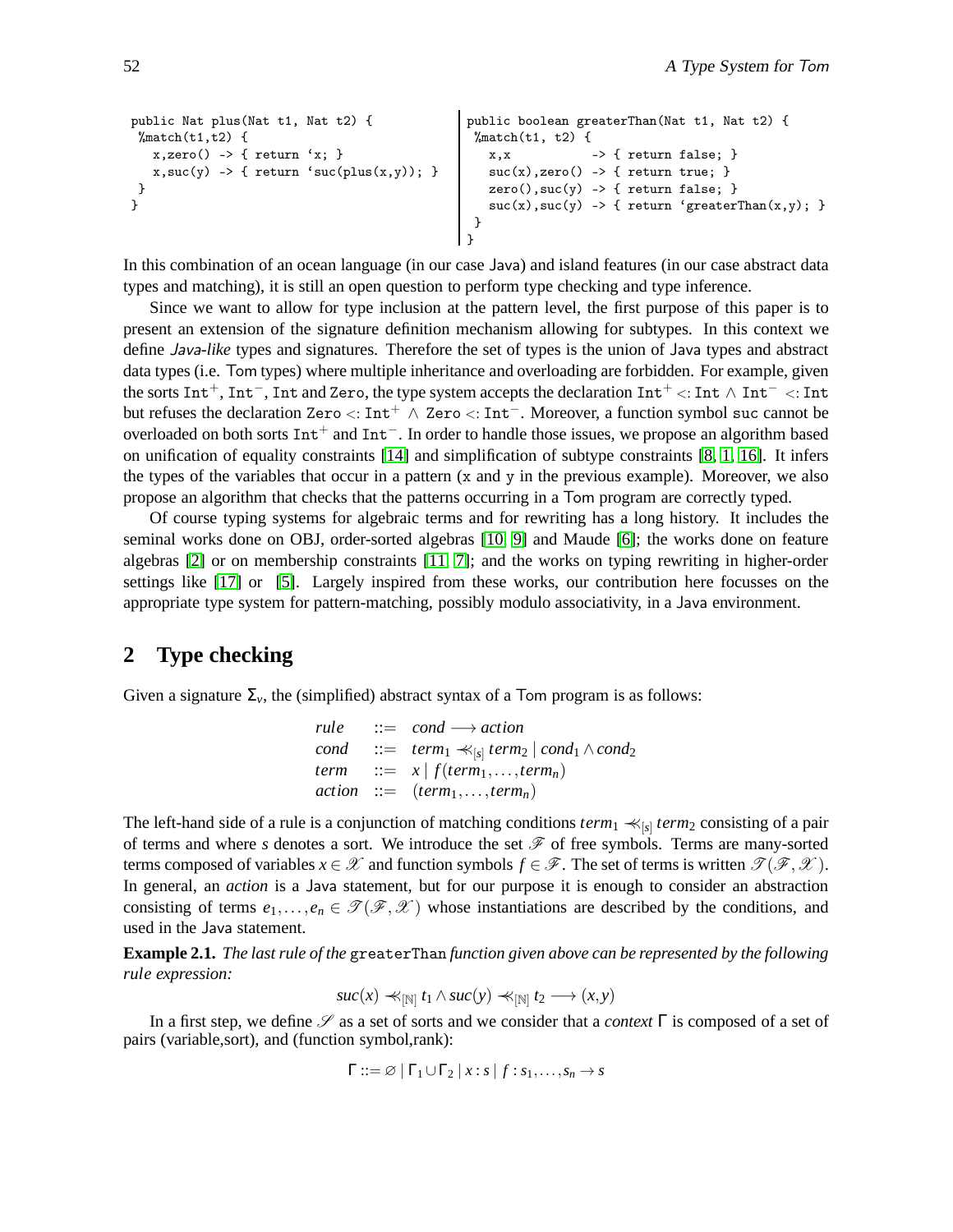```
public Nat plus(Nat t1, Nat t2) {
 %match(t1,t2) {
   x,zero() -> { return `x; }
   x,suc(y) -> { return `suc(plus(x,y)); }
 }
}
```

```
public boolean greaterThan(Nat t1, Nat t2) {
 %match(t1, t2) {
   x,x           -> { return false; }
   suc(x),zero() -> { return true; }
   zero(),suc(y) -> { return false; }
   suc(x),suc(y) -> { return `greaterThan(x,y); }
 }
}
```

In this combination of an ocean language (in our case Java) and island features (in our case abstract data types and matching), it is still an open question to perform type checking and type inference.

Since we want to allow for type inclusion at the pattern level, the first purpose of this paper is to present an extension of the signature definition mechanism allowing for subtypes. In this context we define *Java-like* types and signatures. Therefore the set of types is the union of Java types and abstract data types (i.e. Tom types) where multiple inheritance and overloading are forbidden. For example, given the sorts $\texttt{Int}^+$, $\texttt{Int}^-$, Int and Zero, the type system accepts the declaration $\texttt{Int}^+ <: \texttt{Int} \wedge \texttt{Int}^- <: \texttt{Int}$ but refuses the declaration $\texttt{Zero} <: \texttt{Int}^+ \wedge \texttt{Zero} <: \texttt{Int}^-$. Moreover, a function symbol suc cannot be overloaded on both sorts $\texttt{Int}^+$ and $\texttt{Int}^-$. In order to handle those issues, we propose an algorithm based on unification of equality constraints [14] and simplification of subtype constraints [8, 1, 16]. It infers the types of the variables that occur in a pattern (x and y in the previous example). Moreover, we also propose an algorithm that checks that the patterns occurring in a Tom program are correctly typed.

Of course typing systems for algebraic terms and for rewriting has a long history. It includes the seminal works done on OBJ, order-sorted algebras [10, 9] and Maude [6]; the works done on feature algebras [2] or on membership constraints [11, 7]; and the works on typing rewriting in higher-order settings like [17] or [5]. Largely inspired from these works, our contribution here focusses on the appropriate type system for pattern-matching, possibly modulo associativity, in a Java environment.

## 2 Type checking

Given a signature $\Sigma_v$, the (simplified) abstract syntax of a Tom program is as follows:

$$
\begin{array}{lcl}
rule & ::= & cond \longrightarrow action \\
cond & ::= & term_1 \ll_{[s]} term_2 \mid cond_1 \wedge cond_2 \\
term & ::= & x \mid f(term_1, \ldots, term_n) \\
action & ::= & (term_1, \ldots, term_n)
\end{array}
$$

The left-hand side of a rule is a conjunction of matching conditions $term_1 \ll_{[s]} term_2$ consisting of a pair of terms and where $s$ denotes a sort. We introduce the set $\mathscr{F}$ of free symbols. Terms are many-sorted terms composed of variables $x \in \mathscr{X}$ and function symbols $f \in \mathscr{F}$. The set of terms is written $\mathscr{T}(\mathscr{F}, \mathscr{X})$. In general, an *action* is a Java statement, but for our purpose it is enough to consider an abstraction consisting of terms $e_1, \ldots, e_n \in \mathscr{T}(\mathscr{F}, \mathscr{X})$ whose instantiations are described by the conditions, and used in the Java statement.

**Example 2.1.** *The last rule of the* greaterThan *function given above can be represented by the following rule expression:*

$$suc(x) \ll_{[\mathbb{N}]} t_1 \wedge suc(y) \ll_{[\mathbb{N}]} t_2 \longrightarrow (x,y)$$

In a first step, we define $\mathscr{S}$ as a set of sorts and we consider that a *context* $\Gamma$ is composed of a set of pairs (variable,sort), and (function symbol,rank):

$$\Gamma ::= \varnothing \mid \Gamma_1 \cup \Gamma_2 \mid x : s \mid f : s_1, \ldots, s_n \to s$$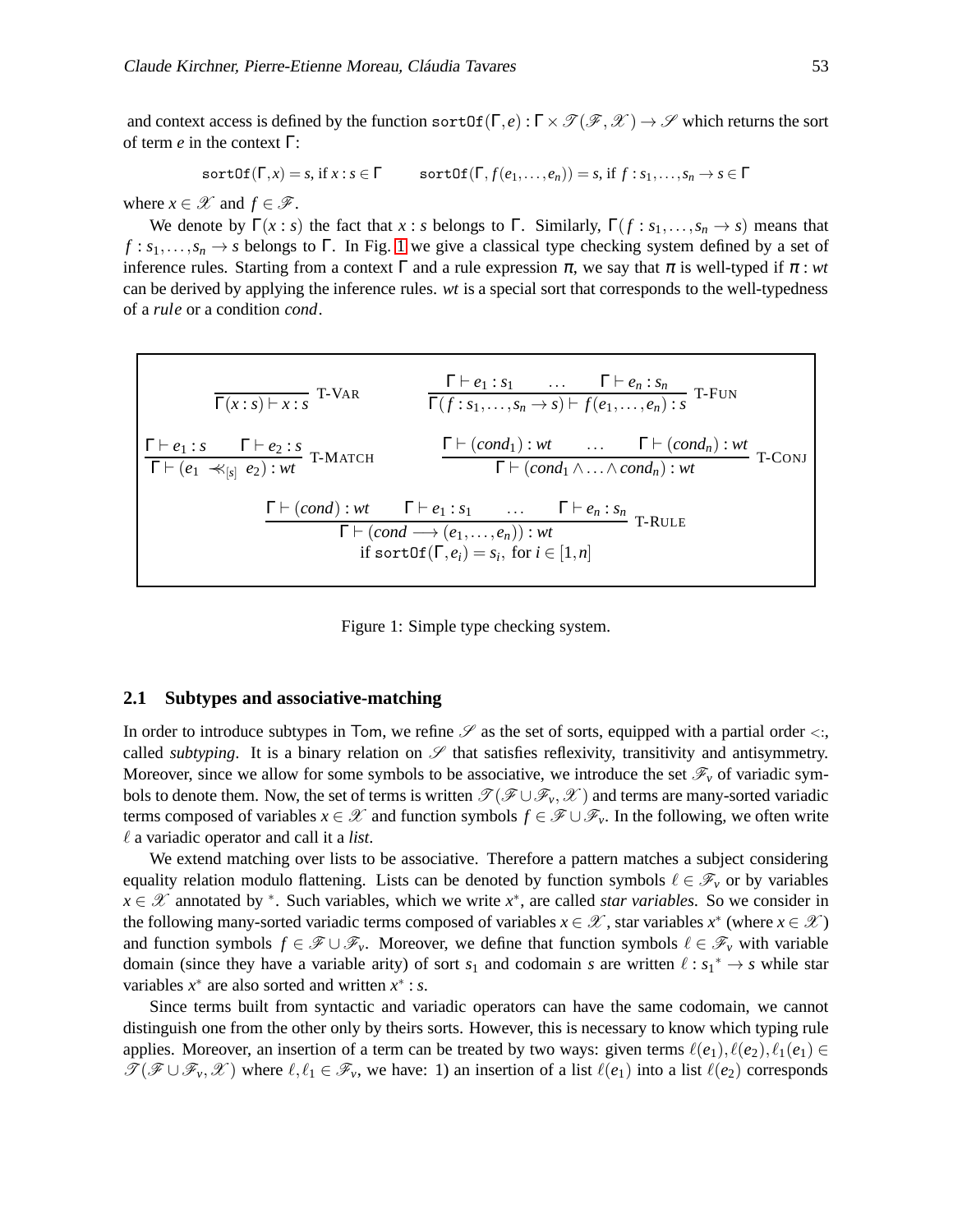and context access is defined by the function $\mathtt{sortOf}(\Gamma, e) : \Gamma \times \mathscr{T}(\mathscr{F}, \mathscr{X}) \to \mathscr{S}$ which returns the sort of term $e$ in the context $\Gamma$:

$$\mathtt{sortOf}(\Gamma, x) = s, \text{ if } x : s \in \Gamma \qquad \mathtt{sortOf}(\Gamma, f(e_1, \ldots, e_n)) = s, \text{ if } f : s_1, \ldots, s_n \to s \in \Gamma$$

where $x \in \mathscr{X}$ and $f \in \mathscr{F}$.

We denote by $\Gamma(x : s)$ the fact that $x : s$ belongs to $\Gamma$. Similarly, $\Gamma(f : s_1, \ldots, s_n \to s)$ means that $f : s_1, \ldots, s_n \to s$ belongs to $\Gamma$. In Fig. 1 we give a classical type checking system defined by a set of inference rules. Starting from a context $\Gamma$ and a rule expression $\pi$, we say that $\pi$ is well-typed if $\pi : wt$ can be derived by applying the inference rules. $wt$ is a special sort that corresponds to the well-typedness of a *rule* or a condition *cond*.

$$\frac{}{\Gamma(x : s) \vdash x : s}\ \text{T-VAR} \qquad \frac{\Gamma \vdash e_1 : s_1 \quad \ldots \quad \Gamma \vdash e_n : s_n}{\Gamma(f : s_1, \ldots, s_n \to s) \vdash f(e_1, \ldots, e_n) : s}\ \text{T-FUN}$$

$$\frac{\Gamma \vdash e_1 : s \quad \Gamma \vdash e_2 : s}{\Gamma \vdash (e_1 \ll_{[s]} e_2) : wt}\ \text{T-MATCH} \qquad \frac{\Gamma \vdash (cond_1) : wt \quad \ldots \quad \Gamma \vdash (cond_n) : wt}{\Gamma \vdash (cond_1 \wedge \ldots \wedge cond_n) : wt}\ \text{T-CONJ}$$

$$\frac{\Gamma \vdash (cond) : wt \quad \Gamma \vdash e_1 : s_1 \quad \ldots \quad \Gamma \vdash e_n : s_n}{\Gamma \vdash (cond \longrightarrow (e_1, \ldots, e_n)) : wt}\ \text{T-RULE}$$
$$\text{if } \mathtt{sortOf}(\Gamma, e_i) = s_i, \text{ for } i \in [1, n]$$

Figure 1: Simple type checking system.

### 2.1 Subtypes and associative-matching

In order to introduce subtypes in Tom, we refine $\mathscr{S}$ as the set of sorts, equipped with a partial order $<:$, called *subtyping*. It is a binary relation on $\mathscr{S}$ that satisfies reflexivity, transitivity and antisymmetry. Moreover, since we allow for some symbols to be associative, we introduce the set $\mathscr{F}_v$ of variadic symbols to denote them. Now, the set of terms is written $\mathscr{T}(\mathscr{F} \cup \mathscr{F}_v, \mathscr{X})$ and terms are many-sorted variadic terms composed of variables $x \in \mathscr{X}$ and function symbols $f \in \mathscr{F} \cup \mathscr{F}_v$. In the following, we often write $\ell$ a variadic operator and call it a *list*.

We extend matching over lists to be associative. Therefore a pattern matches a subject considering equality relation modulo flattening. Lists can be denoted by function symbols $\ell \in \mathscr{F}_v$ or by variables $x \in \mathscr{X}$ annotated by $^*$. Such variables, which we write $x^*$, are called *star variables*. So we consider in the following many-sorted variadic terms composed of variables $x \in \mathscr{X}$, star variables $x^*$ (where $x \in \mathscr{X}$) and function symbols $f \in \mathscr{F} \cup \mathscr{F}_v$. Moreover, we define that function symbols $\ell \in \mathscr{F}_v$ with variable domain (since they have a variable arity) of sort $s_1$ and codomain $s$ are written $\ell : {s_1}^* \to s$ while star variables $x^*$ are also sorted and written $x^* : s$.

Since terms built from syntactic and variadic operators can have the same codomain, we cannot distinguish one from the other only by theirs sorts. However, this is necessary to know which typing rule applies. Moreover, an insertion of a term can be treated by two ways: given terms $\ell(e_1), \ell(e_2), \ell_1(e_1) \in \mathscr{T}(\mathscr{F} \cup \mathscr{F}_v, \mathscr{X})$ where $\ell, \ell_1 \in \mathscr{F}_v$, we have: 1) an insertion of a list $\ell(e_1)$ into a list $\ell(e_2)$ corresponds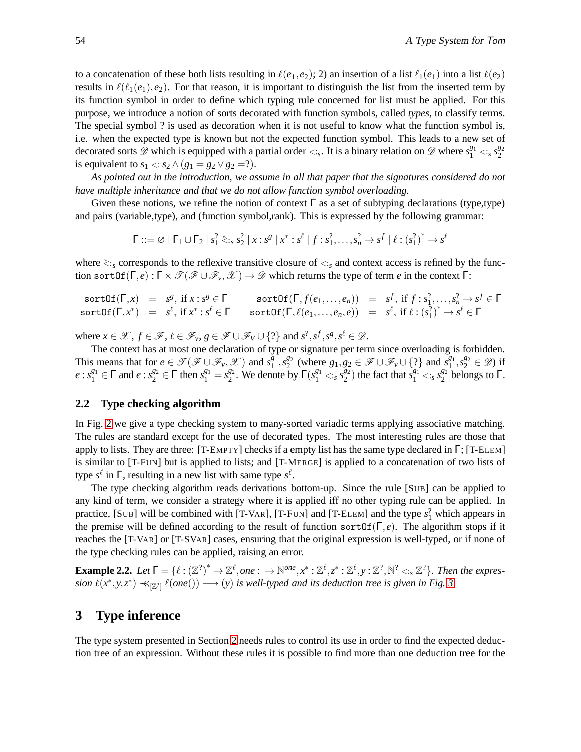to a concatenation of these both lists resulting in $\ell(e_1,e_2)$; 2) an insertion of a list $\ell_1(e_1)$ into a list $\ell(e_2)$ results in $\ell(\ell_1(e_1),e_2)$. For that reason, it is important to distinguish the list from the inserted term by its function symbol in order to define which typing rule concerned for list must be applied. For this purpose, we introduce a notion of sorts decorated with function symbols, called *types*, to classify terms. The special symbol ? is used as decoration when it is not useful to know what the function symbol is, i.e. when the expected type is known but not the expected function symbol. This leads to a new set of decorated sorts $\mathscr{D}$ which is equipped with a partial order $<:_s$. It is a binary relation on $\mathscr{D}$ where $s_1^{g_1} <:_s s_2^{g_2}$ is equivalent to $s_1 <: s_2 \wedge (g_1 = g_2 \vee g_2 = ?)$.

*As pointed out in the introduction, we assume in all that paper that the signatures considered do not have multiple inheritance and that we do not allow function symbol overloading.*

Given these notions, we refine the notion of context $\Gamma$ as a set of subtyping declarations (type,type) and pairs (variable,type), and (function symbol,rank). This is expressed by the following grammar:

$$\Gamma ::= \varnothing \mid \Gamma_1 \cup \Gamma_2 \mid s_1^? \overset{*}{<:}_s s_2^? \mid x : s^g \mid x^* : s^\ell \mid f : s_1^?, \ldots, s_n^? \rightarrow s^f \mid \ell : (s_1^?)^* \rightarrow s^\ell$$

where $\overset{*}{<:}_s$ corresponds to the reflexive transitive closure of $<:_s$ and context access is refined by the function $\mathtt{sortOf}(\Gamma, e) : \Gamma \times \mathscr{T}(\mathscr{F} \cup \mathscr{F}_v, \mathscr{X}) \rightarrow \mathscr{D}$ which returns the type of term $e$ in the context $\Gamma$:

$$\begin{array}{rclrcl}
\mathtt{sortOf}(\Gamma, x) & = & s^g, \text{ if } x : s^g \in \Gamma & \quad \mathtt{sortOf}(\Gamma, f(e_1, \ldots, e_n)) & = & s^f, \text{ if } f : s_1^?, \ldots, s_n^? \rightarrow s^f \in \Gamma \\
\mathtt{sortOf}(\Gamma, x^*) & = & s^\ell, \text{ if } x^* : s^\ell \in \Gamma & \quad \mathtt{sortOf}(\Gamma, \ell(e_1, \ldots, e_n, e)) & = & s^\ell, \text{ if } \ell : (s_1^?)^* \rightarrow s^\ell \in \Gamma
\end{array}$$

where $x \in \mathscr{X}$, $f \in \mathscr{F}$, $\ell \in \mathscr{F}_v$, $g \in \mathscr{F} \cup \mathscr{F}_V \cup \{?\}$ and $s^?, s^f, s^g, s^\ell \in \mathscr{D}$.

The context has at most one declaration of type or signature per term since overloading is forbidden. This means that for $e \in \mathscr{T}(\mathscr{F} \cup \mathscr{F}_v, \mathscr{X})$ and $s_1^{g_1}, s_2^{g_2}$ (where $g_1, g_2 \in \mathscr{F} \cup \mathscr{F}_v \cup \{?\}$ and $s_1^{g_1}, s_2^{g_2} \in \mathscr{D}$) if $e : s_1^{g_1} \in \Gamma$ and $e : s_2^{g_2} \in \Gamma$ then $s_1^{g_1} = s_2^{g_2}$. We denote by $\Gamma(s_1^{g_1} <:_s s_2^{g_2})$ the fact that $s_1^{g_1} <:_s s_2^{g_2}$ belongs to $\Gamma$.

### 2.2 Type checking algorithm

In Fig. 2 we give a type checking system to many-sorted variadic terms applying associative matching. The rules are standard except for the use of decorated types. The most interesting rules are those that apply to lists. They are three: [T-EMPTY] checks if a empty list has the same type declared in $\Gamma$; [T-ELEM] is similar to [T-FUN] but is applied to lists; and [T-MERGE] is applied to a concatenation of two lists of type $s^\ell$ in $\Gamma$, resulting in a new list with same type $s^\ell$.

The type checking algorithm reads derivations bottom-up. Since the rule [SUB] can be applied to any kind of term, we consider a strategy where it is applied iff no other typing rule can be applied. In practice, [SUB] will be combined with [T-VAR], [T-FUN] and [T-ELEM] and the type $s_1^?$ which appears in the premise will be defined according to the result of function $\mathtt{sortOf}(\Gamma, e)$. The algorithm stops if it reaches the [T-VAR] or [T-SVAR] cases, ensuring that the original expression is well-typed, or if none of the type checking rules can be applied, raising an error.

**Example 2.2.** *Let $\Gamma = \{\ell : (\mathbb{Z}^?)^* \rightarrow \mathbb{Z}^\ell, one : \rightarrow \mathbb{N}^{one}, x^* : \mathbb{Z}^\ell, z^* : \mathbb{Z}^\ell, y : \mathbb{Z}^?, \mathbb{N}^? <:_s \mathbb{Z}^?\}$. Then the expression $\ell(x^*, y, z^*) \ll_{[\mathbb{Z}^?]} \ell(one()) \longrightarrow (y)$ is well-typed and its deduction tree is given in Fig. 3.*

## 3 Type inference

The type system presented in Section 2 needs rules to control its use in order to find the expected deduction tree of an expression. Without these rules it is possible to find more than one deduction tree for the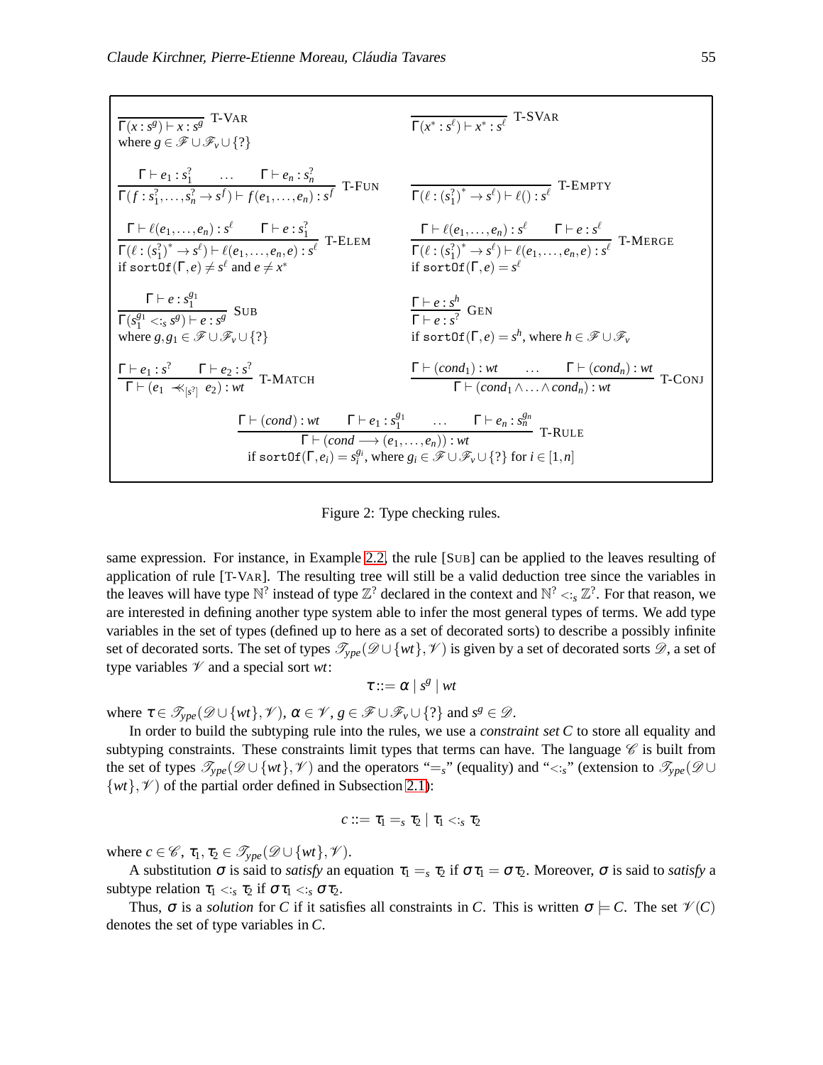$$\frac{}{\Gamma(x:s^g)\vdash x:s^g}\ \text{T-VAR}$$
where $g\in\mathscr{F}\cup\mathscr{F}_v\cup\{?\}$

$$\frac{}{\Gamma(x^*:s^\ell)\vdash x^*:s^\ell}\ \text{T-SVAR}$$

$$\frac{\Gamma\vdash e_1:s_1^? \quad \ldots \quad \Gamma\vdash e_n:s_n^?}{\Gamma(f:s_1^?,\ldots,s_n^?\rightarrow s^f)\vdash f(e_1,\ldots,e_n):s^f}\ \text{T-FUN}$$

$$\frac{}{\Gamma(\ell:(s_1^?)^*\rightarrow s^\ell)\vdash \ell():s^\ell}\ \text{T-EMPTY}$$

$$\frac{\Gamma\vdash \ell(e_1,\ldots,e_n):s^\ell \quad \Gamma\vdash e:s_1^?}{\Gamma(\ell:(s_1^?)^*\rightarrow s^\ell)\vdash \ell(e_1,\ldots,e_n,e):s^\ell}\ \text{T-ELEM}$$
if $\mathtt{sortOf}(\Gamma,e)\neq s^\ell$ and $e\neq x^*$

$$\frac{\Gamma\vdash \ell(e_1,\ldots,e_n):s^\ell \quad \Gamma\vdash e:s^\ell}{\Gamma(\ell:(s_1^?)^*\rightarrow s^\ell)\vdash \ell(e_1,\ldots,e_n,e):s^\ell}\ \text{T-MERGE}$$
if $\mathtt{sortOf}(\Gamma,e)=s^\ell$

$$\frac{\Gamma\vdash e:s_1^{g_1}}{\Gamma(s_1^{g_1}<:_s s^g)\vdash e:s^g}\ \text{SUB}$$
where $g,g_1\in\mathscr{F}\cup\mathscr{F}_v\cup\{?\}$

$$\frac{\Gamma\vdash e:s^h}{\Gamma\vdash e:s^?}\ \text{GEN}$$
if $\mathtt{sortOf}(\Gamma,e)=s^h$, where $h\in\mathscr{F}\cup\mathscr{F}_v$

$$\frac{\Gamma\vdash e_1:s^? \quad \Gamma\vdash e_2:s^?}{\Gamma\vdash (e_1 \ll_{[s^?]} e_2):wt}\ \text{T-MATCH}$$

$$\frac{\Gamma\vdash (cond_1):wt \quad \ldots \quad \Gamma\vdash (cond_n):wt}{\Gamma\vdash (cond_1\wedge\ldots\wedge cond_n):wt}\ \text{T-CONJ}$$

$$\frac{\Gamma\vdash (cond):wt \quad \Gamma\vdash e_1:s_1^{g_1} \quad \ldots \quad \Gamma\vdash e_n:s_n^{g_n}}{\Gamma\vdash (cond\longrightarrow(e_1,\ldots,e_n)):wt}\ \text{T-RULE}$$
if $\mathtt{sortOf}(\Gamma,e_i)=s_i^{g_i}$, where $g_i\in\mathscr{F}\cup\mathscr{F}_v\cup\{?\}$ for $i\in[1,n]$

Figure 2: Type checking rules.

same expression. For instance, in Example 2.2, the rule [SUB] can be applied to the leaves resulting of application of rule [T-VAR]. The resulting tree will still be a valid deduction tree since the variables in the leaves will have type $\mathbb{N}^?$ instead of type $\mathbb{Z}^?$ declared in the context and $\mathbb{N}^? <:_s \mathbb{Z}^?$. For that reason, we are interested in defining another type system able to infer the most general types of terms. We add type variables in the set of types (defined up to here as a set of decorated sorts) to describe a possibly infinite set of decorated sorts. The set of types $\mathscr{T}_{ype}(\mathscr{D}\cup\{wt\},\mathscr{V})$ is given by a set of decorated sorts $\mathscr{D}$, a set of type variables $\mathscr{V}$ and a special sort $wt$:

$$\tau ::= \alpha \mid s^g \mid wt$$

where $\tau\in\mathscr{T}_{ype}(\mathscr{D}\cup\{wt\},\mathscr{V})$, $\alpha\in\mathscr{V}$, $g\in\mathscr{F}\cup\mathscr{F}_v\cup\{?\}$ and $s^g\in\mathscr{D}$.

In order to build the subtyping rule into the rules, we use a *constraint set* $C$ to store all equality and subtyping constraints. These constraints limit types that terms can have. The language $\mathscr{C}$ is built from the set of types $\mathscr{T}_{ype}(\mathscr{D}\cup\{wt\},\mathscr{V})$ and the operators "$=_s$" (equality) and "$<:_s$" (extension to $\mathscr{T}_{ype}(\mathscr{D}\cup\{wt\},\mathscr{V})$ of the partial order defined in Subsection 2.1):

$$c ::= \tau_1 =_s \tau_2 \mid \tau_1 <:_s \tau_2$$

where $c\in\mathscr{C}$, $\tau_1,\tau_2\in\mathscr{T}_{ype}(\mathscr{D}\cup\{wt\},\mathscr{V})$.

A substitution $\sigma$ is said to *satisfy* an equation $\tau_1 =_s \tau_2$ if $\sigma\tau_1=\sigma\tau_2$. Moreover, $\sigma$ is said to *satisfy* a subtype relation $\tau_1 <:_s \tau_2$ if $\sigma\tau_1 <:_s \sigma\tau_2$.

Thus, $\sigma$ is a *solution* for $C$ if it satisfies all constraints in $C$. This is written $\sigma\models C$. The set $\mathscr{V}(C)$ denotes the set of type variables in $C$.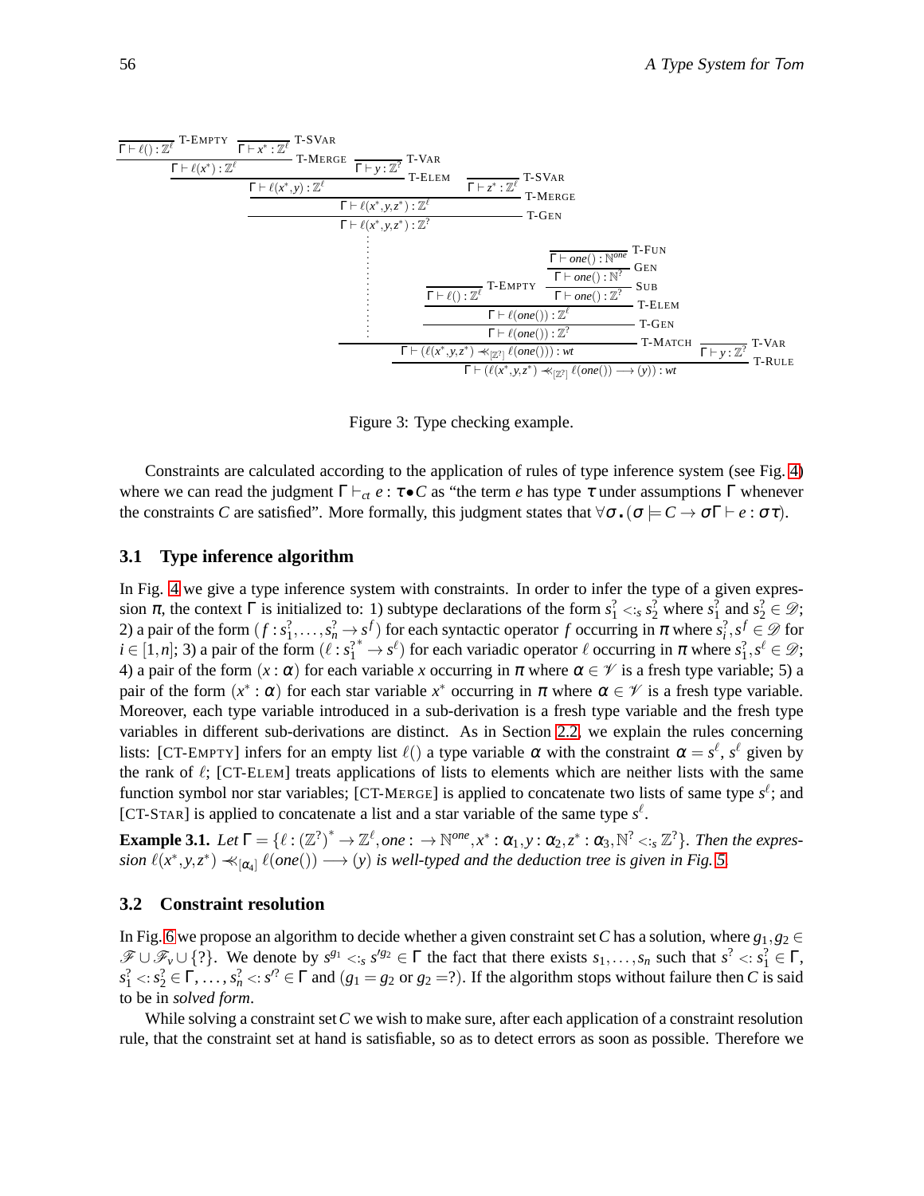$$
\dfrac{
  \dfrac{
    \dfrac{
      \dfrac{
        \dfrac{
          \dfrac{}{\Gamma \vdash \ell() : \mathbb{Z}^\ell}\ \text{T-EMPTY}
          \quad
          \dfrac{}{\Gamma \vdash x^* : \mathbb{Z}^\ell}\ \text{T-SVAR}
        }{\Gamma \vdash \ell(x^*) : \mathbb{Z}^\ell}\ \text{T-MERGE}
        \quad
        \dfrac{}{\Gamma \vdash y : \mathbb{Z}^?}\ \text{T-VAR}
      }{\Gamma \vdash \ell(x^*, y) : \mathbb{Z}^\ell}\ \text{T-ELEM}
      \quad
      \dfrac{}{\Gamma \vdash z^* : \mathbb{Z}^\ell}\ \text{T-SVAR}
    }{\Gamma \vdash \ell(x^*, y, z^*) : \mathbb{Z}^\ell}\ \text{T-MERGE}
  }{\Gamma \vdash \ell(x^*, y, z^*) : \mathbb{Z}^?}\ \text{T-GEN}
  \ \vdots
  \quad
  \dfrac{
    \dfrac{
      \dfrac{}{\Gamma \vdash \ell() : \mathbb{Z}^\ell}\ \text{T-EMPTY}
      \quad
      \dfrac{
        \dfrac{
          \dfrac{}{\Gamma \vdash one() : \mathbb{N}^{one}}\ \text{T-FUN}
        }{\Gamma \vdash one() : \mathbb{N}^?}\ \text{GEN}
      }{\Gamma \vdash one() : \mathbb{Z}^?}\ \text{SUB}
    }{\Gamma \vdash \ell(one()) : \mathbb{Z}^\ell}\ \text{T-ELEM}
  }{\Gamma \vdash \ell(one()) : \mathbb{Z}^?}\ \text{T-GEN}
}{
  \dfrac{\Gamma \vdash (\ell(x^*, y, z^*) \ll_{[\mathbb{Z}^?]} \ell(one())) : wt
  \quad
  \dfrac{}{\Gamma \vdash y : \mathbb{Z}^?}\ \text{T-VAR}
  }{\Gamma \vdash (\ell(x^*, y, z^*) \ll_{[\mathbb{Z}^?]} \ell(one()) \longrightarrow (y)) : wt}\ \text{T-RULE}
}\ \text{T-MATCH}
$$

Figure 3: Type checking example.

Constraints are calculated according to the application of rules of type inference system (see Fig. 4) where we can read the judgment $\Gamma \vdash_{ct} e : \tau \bullet C$ as "the term $e$ has type $\tau$ under assumptions $\Gamma$ whenever the constraints $C$ are satisfied". More formally, this judgment states that $\forall \sigma .\, (\sigma \models C \rightarrow \sigma\Gamma \vdash e : \sigma\tau)$.

## 3.1 Type inference algorithm

In Fig. 4 we give a type inference system with constraints. In order to infer the type of a given expression $\pi$, the context $\Gamma$ is initialized to: 1) subtype declarations of the form $s_1^? <:_s s_2^?$ where $s_1^?$ and $s_2^? \in \mathscr{D}$; 2) a pair of the form $(f : s_1^?, \ldots, s_n^? \rightarrow s^f)$ for each syntactic operator $f$ occurring in $\pi$ where $s_i^?, s^f \in \mathscr{D}$ for $i \in [1,n]$; 3) a pair of the form $(\ell : s_1^{?*} \rightarrow s^\ell)$ for each variadic operator $\ell$ occurring in $\pi$ where $s_1^?, s^\ell \in \mathscr{D}$; 4) a pair of the form $(x : \alpha)$ for each variable $x$ occurring in $\pi$ where $\alpha \in \mathscr{V}$ is a fresh type variable; 5) a pair of the form $(x^* : \alpha)$ for each star variable $x^*$ occurring in $\pi$ where $\alpha \in \mathscr{V}$ is a fresh type variable. Moreover, each type variable introduced in a sub-derivation is a fresh type variable and the fresh type variables in different sub-derivations are distinct. As in Section 2.2, we explain the rules concerning lists: [CT-EMPTY] infers for an empty list $\ell()$ a type variable $\alpha$ with the constraint $\alpha = s^\ell$, $s^\ell$ given by the rank of $\ell$; [CT-ELEM] treats applications of lists to elements which are neither lists with the same function symbol nor star variables; [CT-MERGE] is applied to concatenate two lists of same type $s^\ell$; and [CT-STAR] is applied to concatenate a list and a star variable of the same type $s^\ell$.

**Example 3.1.** *Let* $\Gamma = \{\ell : (\mathbb{Z}^?)^* \rightarrow \mathbb{Z}^\ell, one : \rightarrow \mathbb{N}^{one}, x^* : \alpha_1, y : \alpha_2, z^* : \alpha_3, \mathbb{N}^? <:_s \mathbb{Z}^?\}$. *Then the expression* $\ell(x^*, y, z^*) \ll_{[\alpha_4]} \ell(one()) \longrightarrow (y)$ *is well-typed and the deduction tree is given in Fig. 5.*

## 3.2 Constraint resolution

In Fig. 6 we propose an algorithm to decide whether a given constraint set $C$ has a solution, where $g_1, g_2 \in \mathscr{F} \cup \mathscr{F}_v \cup \{?\}$. We denote by $s^{g_1} <:_s s'^{g_2} \in \Gamma$ the fact that there exists $s_1, \ldots, s_n$ such that $s^? <: s_1^? \in \Gamma$, $s_1^? <: s_2^? \in \Gamma, \ldots, s_n^? <: s'^? \in \Gamma$ and ($g_1 = g_2$ or $g_2 = ?$). If the algorithm stops without failure then $C$ is said to be in *solved form*.

While solving a constraint set $C$ we wish to make sure, after each application of a constraint resolution rule, that the constraint set at hand is satisfiable, so as to detect errors as soon as possible. Therefore we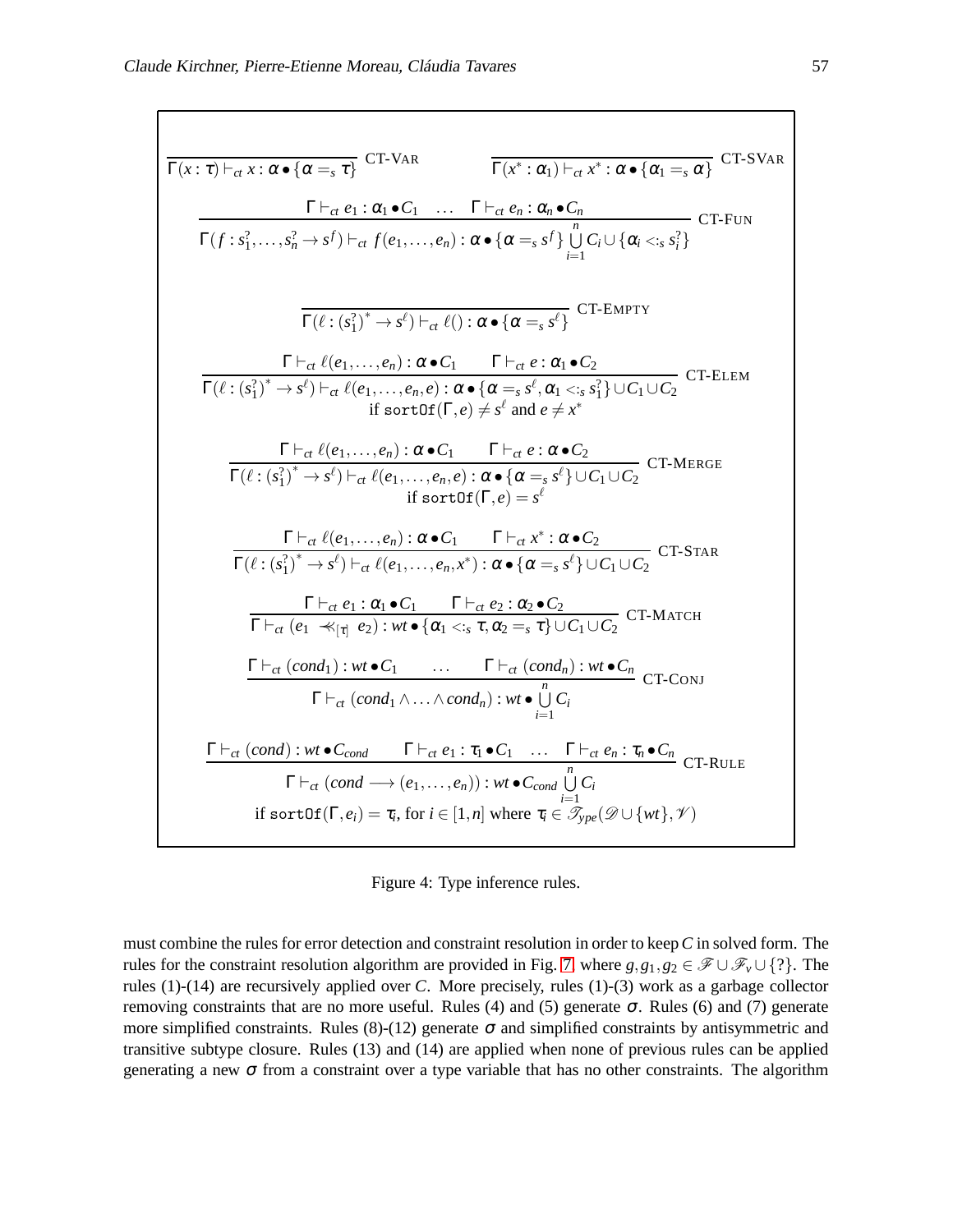$$\frac{}{\Gamma(x:\tau) \vdash_{ct} x : \alpha \bullet \{\alpha =_s \tau\}} \text{ CT-VAR} \qquad \frac{}{\Gamma(x^*:\alpha_1) \vdash_{ct} x^* : \alpha \bullet \{\alpha_1 =_s \alpha\}} \text{ CT-SVAR}$$

$$\frac{\Gamma \vdash_{ct} e_1 : \alpha_1 \bullet C_1 \quad \ldots \quad \Gamma \vdash_{ct} e_n : \alpha_n \bullet C_n}{\Gamma(f : s_1^?, \ldots, s_n^? \to s^f) \vdash_{ct} f(e_1,\ldots,e_n) : \alpha \bullet \{\alpha =_s s^f\} \bigcup_{i=1}^{n} C_i \cup \{\alpha_i <:_s s_i^?\}} \text{ CT-FUN}$$

$$\frac{}{\Gamma(\ell : (s_1^?)^* \to s^\ell) \vdash_{ct} \ell() : \alpha \bullet \{\alpha =_s s^\ell\}} \text{ CT-EMPTY}$$

$$\frac{\Gamma \vdash_{ct} \ell(e_1,\ldots,e_n) : \alpha \bullet C_1 \qquad \Gamma \vdash_{ct} e : \alpha_1 \bullet C_2}{\Gamma(\ell : (s_1^?)^* \to s^\ell) \vdash_{ct} \ell(e_1,\ldots,e_n,e) : \alpha \bullet \{\alpha =_s s^\ell, \alpha_1 <:_s s_1^?\} \cup C_1 \cup C_2} \text{ CT-ELEM}$$
$$\text{if } \mathtt{sortOf}(\Gamma, e) \neq s^\ell \text{ and } e \neq x^*$$

$$\frac{\Gamma \vdash_{ct} \ell(e_1,\ldots,e_n) : \alpha \bullet C_1 \qquad \Gamma \vdash_{ct} e : \alpha \bullet C_2}{\Gamma(\ell : (s_1^?)^* \to s^\ell) \vdash_{ct} \ell(e_1,\ldots,e_n,e) : \alpha \bullet \{\alpha =_s s^\ell\} \cup C_1 \cup C_2} \text{ CT-MERGE}$$
$$\text{if } \mathtt{sortOf}(\Gamma, e) = s^\ell$$

$$\frac{\Gamma \vdash_{ct} \ell(e_1,\ldots,e_n) : \alpha \bullet C_1 \qquad \Gamma \vdash_{ct} x^* : \alpha \bullet C_2}{\Gamma(\ell : (s_1^?)^* \to s^\ell) \vdash_{ct} \ell(e_1,\ldots,e_n,x^*) : \alpha \bullet \{\alpha =_s s^\ell\} \cup C_1 \cup C_2} \text{ CT-STAR}$$

$$\frac{\Gamma \vdash_{ct} e_1 : \alpha_1 \bullet C_1 \qquad \Gamma \vdash_{ct} e_2 : \alpha_2 \bullet C_2}{\Gamma \vdash_{ct} (e_1 \ll_{[\tau]} e_2) : wt \bullet \{\alpha_1 <:_s \tau, \alpha_2 =_s \tau\} \cup C_1 \cup C_2} \text{ CT-MATCH}$$

$$\frac{\Gamma \vdash_{ct} (cond_1) : wt \bullet C_1 \qquad \ldots \qquad \Gamma \vdash_{ct} (cond_n) : wt \bullet C_n}{\Gamma \vdash_{ct} (cond_1 \wedge \ldots \wedge cond_n) : wt \bullet \bigcup_{i=1}^{n} C_i} \text{ CT-CONJ}$$

$$\frac{\Gamma \vdash_{ct} (cond) : wt \bullet C_{cond} \qquad \Gamma \vdash_{ct} e_1 : \tau_1 \bullet C_1 \quad \ldots \quad \Gamma \vdash_{ct} e_n : \tau_n \bullet C_n}{\Gamma \vdash_{ct} (cond \longrightarrow (e_1,\ldots,e_n)) : wt \bullet C_{cond} \bigcup_{i=1}^{n} C_i} \text{ CT-RULE}$$
$$\text{if } \mathtt{sortOf}(\Gamma, e_i) = \tau_i, \text{ for } i \in [1,n] \text{ where } \tau_i \in \mathscr{T}_{ype}(\mathscr{D} \cup \{wt\}, \mathscr{V})$$

Figure 4: Type inference rules.

must combine the rules for error detection and constraint resolution in order to keep $C$ in solved form. The rules for the constraint resolution algorithm are provided in Fig. 7 where $g, g_1, g_2 \in \mathscr{F} \cup \mathscr{F}_v \cup \{?\}$. The rules (1)-(14) are recursively applied over $C$. More precisely, rules (1)-(3) work as a garbage collector removing constraints that are no more useful. Rules (4) and (5) generate $\sigma$. Rules (6) and (7) generate more simplified constraints. Rules (8)-(12) generate $\sigma$ and simplified constraints by antisymmetric and transitive subtype closure. Rules (13) and (14) are applied when none of previous rules can be applied generating a new $\sigma$ from a constraint over a type variable that has no other constraints. The algorithm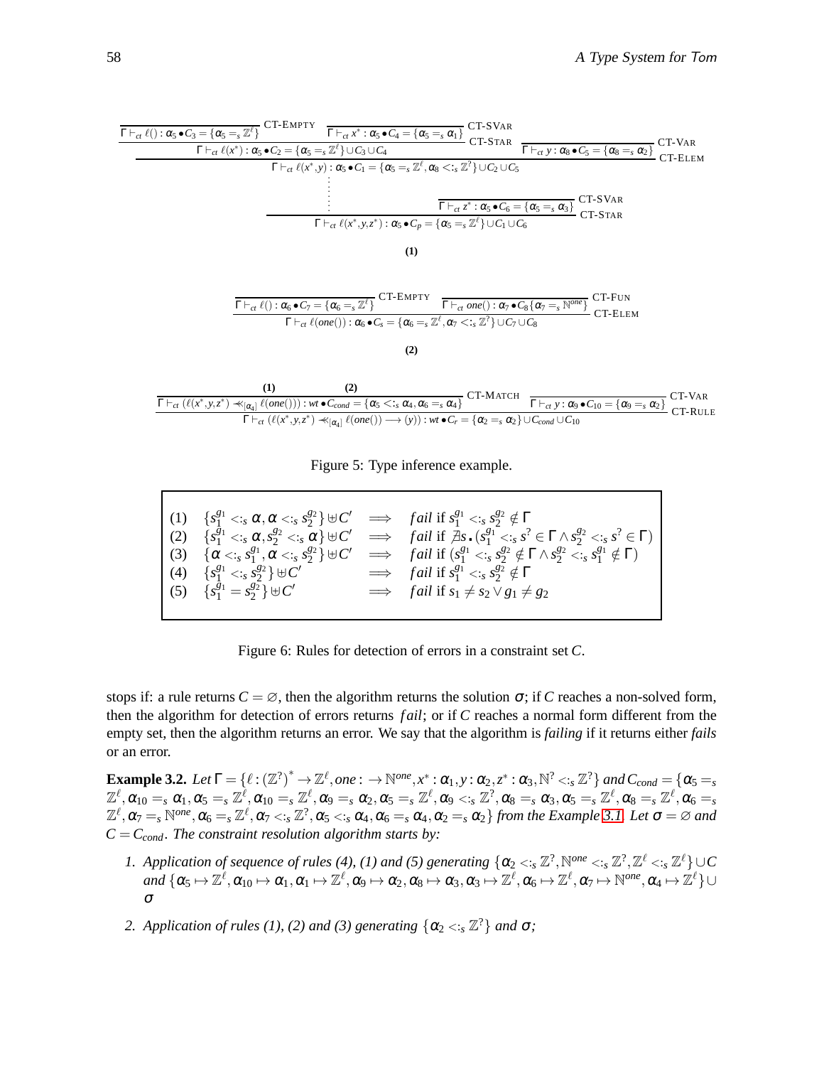$$\dfrac{\dfrac{\dfrac{}{\Gamma \vdash_{ct} \ell() : \alpha_5 \bullet C_3 = \{\alpha_5 =_s \mathbb{Z}^\ell\}}\text{CT-EMPTY} \quad \dfrac{}{\Gamma \vdash_{ct} x^* : \alpha_5 \bullet C_4 = \{\alpha_5 =_s \alpha_1\}}\text{CT-SVAR}}{\Gamma \vdash_{ct} \ell(x^*) : \alpha_5 \bullet C_2 = \{\alpha_5 =_s \mathbb{Z}^\ell\} \cup C_3 \cup C_4}\text{CT-STAR} \quad \dfrac{}{\Gamma \vdash_{ct} y : \alpha_8 \bullet C_5 = \{\alpha_8 =_s \alpha_2\}}\text{CT-VAR}}{\Gamma \vdash_{ct} \ell(x^*, y) : \alpha_5 \bullet C_1 = \{\alpha_5 =_s \mathbb{Z}^\ell, \alpha_8 <:_s \mathbb{Z}^?\} \cup C_2 \cup C_5}\text{CT-ELEM}$$

$$\dfrac{\vdots \qquad \dfrac{}{\Gamma \vdash_{ct} z^* : \alpha_5 \bullet C_6 = \{\alpha_5 =_s \alpha_3\}}\text{CT-SVAR}}{\Gamma \vdash_{ct} \ell(x^*, y, z^*) : \alpha_5 \bullet C_p = \{\alpha_5 =_s \mathbb{Z}^\ell\} \cup C_1 \cup C_6}\text{CT-STAR}$$

**(1)**

$$\dfrac{\dfrac{}{\Gamma \vdash_{ct} \ell() : \alpha_6 \bullet C_7 = \{\alpha_6 =_s \mathbb{Z}^\ell\}}\text{CT-EMPTY} \quad \dfrac{}{\Gamma \vdash_{ct} one() : \alpha_7 \bullet C_8\{\alpha_7 =_s \mathbb{N}^{one}\}}\text{CT-FUN}}{\Gamma \vdash_{ct} \ell(one()) : \alpha_6 \bullet C_s = \{\alpha_6 =_s \mathbb{Z}^\ell, \alpha_7 <:_s \mathbb{Z}^?\} \cup C_7 \cup C_8}\text{CT-ELEM}$$

**(2)**

$$\dfrac{\dfrac{(1) \qquad (2)}{\Gamma \vdash_{ct} (\ell(x^*, y, z^*) \ll_{[\alpha_4]} \ell(one())) : wt \bullet C_{cond} = \{\alpha_5 <:_s \alpha_4, \alpha_6 =_s \alpha_4\}}\text{CT-MATCH} \quad \dfrac{}{\Gamma \vdash_{ct} y : \alpha_9 \bullet C_{10} = \{\alpha_9 =_s \alpha_2\}}\text{CT-VAR}}{\Gamma \vdash_{ct} (\ell(x^*, y, z^*) \ll_{[\alpha_4]} \ell(one()) \longrightarrow (y)) : wt \bullet C_r = \{\alpha_2 =_s \alpha_2\} \cup C_{cond} \cup C_{10}}\text{CT-RULE}$$

Figure 5: Type inference example.

| | | | |
|---|---|---|---|
| (1) | $\{s_1^{g_1} <:_s \alpha, \alpha <:_s s_2^{g_2}\} \uplus C'$ | $\Longrightarrow$ | $fail$ if $s_1^{g_1} <:_s s_2^{g_2} \notin \Gamma$ |
| (2) | $\{s_1^{g_1} <:_s \alpha, s_2^{g_2} <:_s \alpha\} \uplus C'$ | $\Longrightarrow$ | $fail$ if $\nexists s \,.\, (s_1^{g_1} <:_s s^? \in \Gamma \wedge s_2^{g_2} <:_s s^? \in \Gamma)$ |
| (3) | $\{\alpha <:_s s_1^{g_1}, \alpha <:_s s_2^{g_2}\} \uplus C'$ | $\Longrightarrow$ | $fail$ if $(s_1^{g_1} <:_s s_2^{g_2} \notin \Gamma \wedge s_2^{g_2} <:_s s_1^{g_1} \notin \Gamma)$ |
| (4) | $\{s_1^{g_1} <:_s s_2^{g_2}\} \uplus C'$ | $\Longrightarrow$ | $fail$ if $s_1^{g_1} <:_s s_2^{g_2} \notin \Gamma$ |
| (5) | $\{s_1^{g_1} = s_2^{g_2}\} \uplus C'$ | $\Longrightarrow$ | $fail$ if $s_1 \neq s_2 \vee g_1 \neq g_2$ |

Figure 6: Rules for detection of errors in a constraint set $C$.

stops if: a rule returns $C = \varnothing$, then the algorithm returns the solution $\sigma$; if $C$ reaches a non-solved form, then the algorithm for detection of errors returns $fail$; or if $C$ reaches a normal form different from the empty set, then the algorithm returns an error. We say that the algorithm is *failing* if it returns either *fails* or an error.

**Example 3.2.** *Let* $\Gamma = \{\ell : (\mathbb{Z}^?)^* \to \mathbb{Z}^\ell, one : \to \mathbb{N}^{one}, x^* : \alpha_1, y : \alpha_2, z^* : \alpha_3, \mathbb{N}^? <:_s \mathbb{Z}^?\}$ *and* $C_{cond} = \{\alpha_5 =_s \mathbb{Z}^\ell, \alpha_{10} =_s \alpha_1, \alpha_5 =_s \mathbb{Z}^\ell, \alpha_{10} =_s \mathbb{Z}^\ell, \alpha_9 =_s \alpha_2, \alpha_5 =_s \mathbb{Z}^\ell, \alpha_9 <:_s \mathbb{Z}^?, \alpha_8 =_s \alpha_3, \alpha_5 =_s \mathbb{Z}^\ell, \alpha_8 =_s \mathbb{Z}^\ell, \alpha_6 =_s \mathbb{Z}^\ell, \alpha_7 =_s \mathbb{N}^{one}, \alpha_6 =_s \mathbb{Z}^\ell, \alpha_7 <:_s \mathbb{Z}^?, \alpha_5 <:_s \alpha_4, \alpha_6 =_s \alpha_4, \alpha_2 =_s \alpha_2\}$ *from the Example 3.1. Let* $\sigma = \varnothing$ *and* $C = C_{cond}$*. The constraint resolution algorithm starts by:*

1. *Application of sequence of rules (4), (1) and (5) generating* $\{\alpha_2 <:_s \mathbb{Z}^?, \mathbb{N}^{one} <:_s \mathbb{Z}^?, \mathbb{Z}^\ell <:_s \mathbb{Z}^\ell\} \cup C$ *and* $\{\alpha_5 \mapsto \mathbb{Z}^\ell, \alpha_{10} \mapsto \alpha_1, \alpha_1 \mapsto \mathbb{Z}^\ell, \alpha_9 \mapsto \alpha_2, \alpha_8 \mapsto \alpha_3, \alpha_3 \mapsto \mathbb{Z}^\ell, \alpha_6 \mapsto \mathbb{Z}^\ell, \alpha_7 \mapsto \mathbb{N}^{one}, \alpha_4 \mapsto \mathbb{Z}^\ell\} \cup \sigma$
2. *Application of rules (1), (2) and (3) generating* $\{\alpha_2 <:_s \mathbb{Z}^?\}$ *and* $\sigma$*;*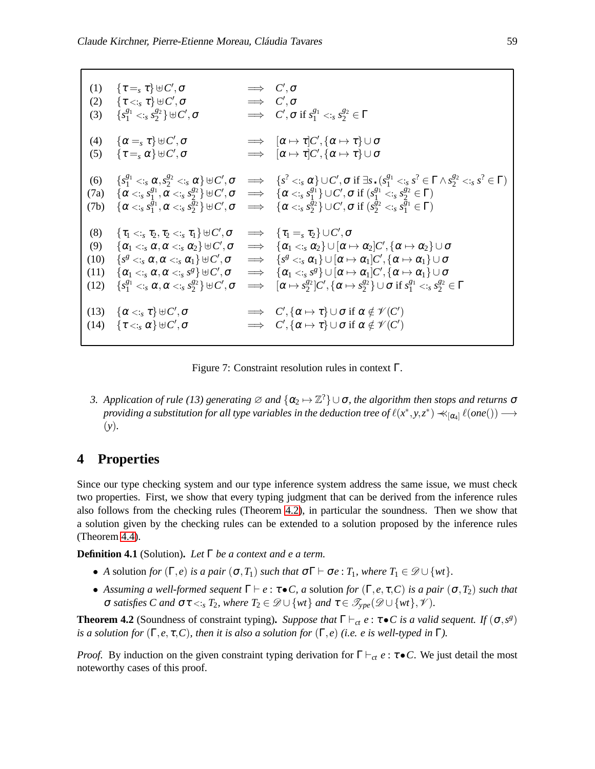$$
\begin{array}{lllll}
(1) & \{\tau =_s \tau\} \uplus C', \sigma & \Longrightarrow & C', \sigma \\
(2) & \{\tau <:_s \tau\} \uplus C', \sigma & \Longrightarrow & C', \sigma \\
(3) & \{s_1^{g_1} <:_s s_2^{g_2}\} \uplus C', \sigma & \Longrightarrow & C', \sigma \text{ if } s_1^{g_1} <:_s s_2^{g_2} \in \Gamma \\
\\
(4) & \{\alpha =_s \tau\} \uplus C', \sigma & \Longrightarrow & [\alpha \mapsto \tau]C', \{\alpha \mapsto \tau\} \cup \sigma \\
(5) & \{\tau =_s \alpha\} \uplus C', \sigma & \Longrightarrow & [\alpha \mapsto \tau]C', \{\alpha \mapsto \tau\} \cup \sigma \\
\\
(6) & \{s_1^{g_1} <:_s \alpha, s_2^{g_2} <:_s \alpha\} \uplus C', \sigma & \Longrightarrow & \{s^? <:_s \alpha\} \cup C', \sigma \text{ if } \exists s \centerdot (s_1^{g_1} <:_s s^? \in \Gamma \wedge s_2^{g_2} <:_s s^? \in \Gamma) \\
(7a) & \{\alpha <:_s s_1^{g_1}, \alpha <:_s s_2^{g_2}\} \uplus C', \sigma & \Longrightarrow & \{\alpha <:_s s_1^{g_1}\} \cup C', \sigma \text{ if } (s_1^{g_1} <:_s s_2^{g_2} \in \Gamma) \\
(7b) & \{\alpha <:_s s_1^{g_1}, \alpha <:_s s_2^{g_2}\} \uplus C', \sigma & \Longrightarrow & \{\alpha <:_s s_2^{g_2}\} \cup C', \sigma \text{ if } (s_2^{g_2} <:_s s_1^{g_1} \in \Gamma) \\
\\
(8) & \{\tau_1 <:_s \tau_2, \tau_2 <:_s \tau_1\} \uplus C', \sigma & \Longrightarrow & \{\tau_1 =_s \tau_2\} \cup C', \sigma \\
(9) & \{\alpha_1 <:_s \alpha, \alpha <:_s \alpha_2\} \uplus C', \sigma & \Longrightarrow & \{\alpha_1 <:_s \alpha_2\} \cup [\alpha \mapsto \alpha_2]C', \{\alpha \mapsto \alpha_2\} \cup \sigma \\
(10) & \{s^g <:_s \alpha, \alpha <:_s \alpha_1\} \uplus C', \sigma & \Longrightarrow & \{s^g <:_s \alpha_1\} \cup [\alpha \mapsto \alpha_1]C', \{\alpha \mapsto \alpha_1\} \cup \sigma \\
(11) & \{\alpha_1 <:_s \alpha, \alpha <:_s s^g\} \uplus C', \sigma & \Longrightarrow & \{\alpha_1 <:_s s^g\} \cup [\alpha \mapsto \alpha_1]C', \{\alpha \mapsto \alpha_1\} \cup \sigma \\
(12) & \{s_1^{g_1} <:_s \alpha, \alpha <:_s s_2^{g_2}\} \uplus C', \sigma & \Longrightarrow & [\alpha \mapsto s_2^{g_2}]C', \{\alpha \mapsto s_2^{g_2}\} \cup \sigma \text{ if } s_1^{g_1} <:_s s_2^{g_2} \in \Gamma \\
\\
(13) & \{\alpha <:_s \tau\} \uplus C', \sigma & \Longrightarrow & C', \{\alpha \mapsto \tau\} \cup \sigma \text{ if } \alpha \notin \mathscr{V}(C') \\
(14) & \{\tau <:_s \alpha\} \uplus C', \sigma & \Longrightarrow & C', \{\alpha \mapsto \tau\} \cup \sigma \text{ if } \alpha \notin \mathscr{V}(C')
\end{array}
$$

Figure 7: Constraint resolution rules in context $\Gamma$.

3. *Application of rule (13) generating $\varnothing$ and $\{\alpha_2 \mapsto \mathbb{Z}^?\} \cup \sigma$, the algorithm then stops and returns $\sigma$ providing a substitution for all type variables in the deduction tree of $\ell(x^*, y, z^*) \twoheadleftarrow_{[\alpha_4]} \ell(one()) \longrightarrow (y)$.*

## 4 Properties

Since our type checking system and our type inference system address the same issue, we must check two properties. First, we show that every typing judgment that can be derived from the inference rules also follows from the checking rules (Theorem 4.2), in particular the soundness. Then we show that a solution given by the checking rules can be extended to a solution proposed by the inference rules (Theorem 4.4).

**Definition 4.1** (Solution)**.** *Let $\Gamma$ be a context and $e$ a term.*

- *A* solution *for $(\Gamma, e)$ is a pair $(\sigma, T_1)$ such that $\sigma\Gamma \vdash \sigma e : T_1$, where $T_1 \in \mathscr{D} \cup \{wt\}$.*
- *Assuming a well-formed sequent $\Gamma \vdash e : \tau \bullet C$, a* solution *for $(\Gamma, e, \tau, C)$ is a pair $(\sigma, T_2)$ such that $\sigma$ satisfies $C$ and $\sigma\tau <:_s T_2$, where $T_2 \in \mathscr{D} \cup \{wt\}$ and $\tau \in \mathscr{T}_{ype}(\mathscr{D} \cup \{wt\}, \mathscr{V})$.*

**Theorem 4.2** (Soundness of constraint typing)**.** *Suppose that $\Gamma \vdash_{ct} e : \tau \bullet C$ is a valid sequent. If $(\sigma, s^g)$ is a solution for $(\Gamma, e, \tau, C)$, then it is also a solution for $(\Gamma, e)$ (i.e. $e$ is well-typed in $\Gamma$).*

*Proof.* By induction on the given constraint typing derivation for $\Gamma \vdash_{ct} e : \tau \bullet C$. We just detail the most noteworthy cases of this proof.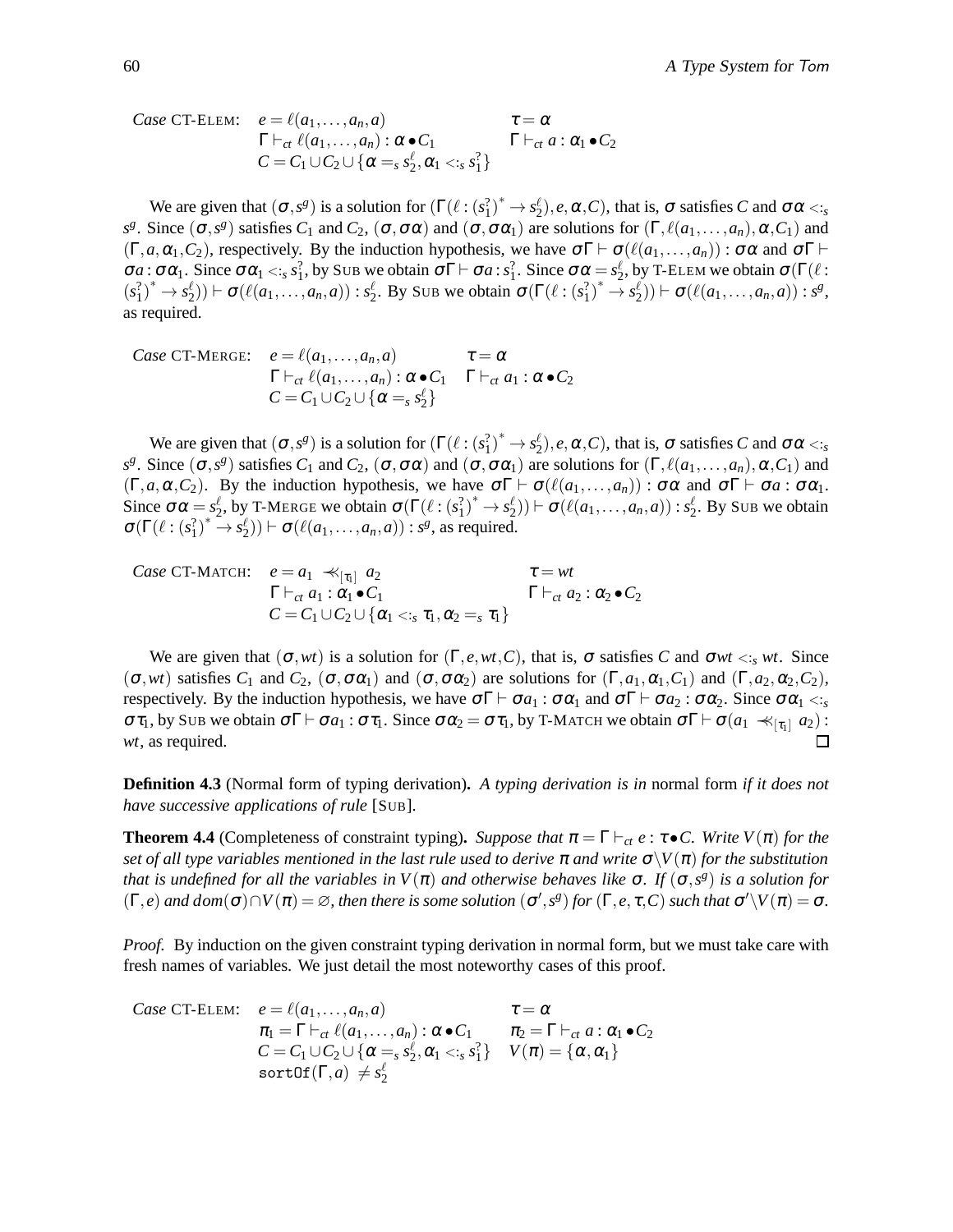*Case* CT-ELEM: $e = \ell(a_1,\ldots,a_n,a)$ $\quad\tau = \alpha$
$\Gamma \vdash_{ct} \ell(a_1,\ldots,a_n) : \alpha \bullet C_1$ $\quad\Gamma \vdash_{ct} a : \alpha_1 \bullet C_2$
$C = C_1 \cup C_2 \cup \{\alpha =_s s_2^\ell, \alpha_1 <:_s s_1^?\}$

We are given that $(\sigma, s^g)$ is a solution for $(\Gamma(\ell : (s_1^?)^* \to s_2^\ell), e, \alpha, C)$, that is, $\sigma$ satisfies $C$ and $\sigma\alpha <:_s s^g$. Since $(\sigma, s^g)$ satisfies $C_1$ and $C_2$, $(\sigma, \sigma\alpha)$ and $(\sigma, \sigma\alpha_1)$ are solutions for $(\Gamma, \ell(a_1,\ldots,a_n), \alpha, C_1)$ and $(\Gamma, a, \alpha_1, C_2)$, respectively. By the induction hypothesis, we have $\sigma\Gamma \vdash \sigma(\ell(a_1,\ldots,a_n)) : \sigma\alpha$ and $\sigma\Gamma \vdash \sigma a : \sigma\alpha_1$. Since $\sigma\alpha_1 <:_s s_1^?$, by SUB we obtain $\sigma\Gamma \vdash \sigma a : s_1^?$. Since $\sigma\alpha = s_2^\ell$, by T-ELEM we obtain $\sigma(\Gamma(\ell : (s_1^?)^* \to s_2^\ell)) \vdash \sigma(\ell(a_1,\ldots,a_n,a)) : s_2^\ell$. By SUB we obtain $\sigma(\Gamma(\ell : (s_1^?)^* \to s_2^\ell)) \vdash \sigma(\ell(a_1,\ldots,a_n,a)) : s^g$, as required.

*Case* CT-MERGE: $e = \ell(a_1,\ldots,a_n,a)$ $\quad\tau = \alpha$
$\Gamma \vdash_{ct} \ell(a_1,\ldots,a_n) : \alpha \bullet C_1$ $\quad\Gamma \vdash_{ct} a_1 : \alpha \bullet C_2$
$C = C_1 \cup C_2 \cup \{\alpha =_s s_2^\ell\}$

We are given that $(\sigma, s^g)$ is a solution for $(\Gamma(\ell : (s_1^?)^* \to s_2^\ell), e, \alpha, C)$, that is, $\sigma$ satisfies $C$ and $\sigma\alpha <:_s s^g$. Since $(\sigma, s^g)$ satisfies $C_1$ and $C_2$, $(\sigma, \sigma\alpha)$ and $(\sigma, \sigma\alpha_1)$ are solutions for $(\Gamma, \ell(a_1,\ldots,a_n), \alpha, C_1)$ and $(\Gamma, a, \alpha, C_2)$. By the induction hypothesis, we have $\sigma\Gamma \vdash \sigma(\ell(a_1,\ldots,a_n)) : \sigma\alpha$ and $\sigma\Gamma \vdash \sigma a : \sigma\alpha_1$. Since $\sigma\alpha = s_2^\ell$, by T-MERGE we obtain $\sigma(\Gamma(\ell : (s_1^?)^* \to s_2^\ell)) \vdash \sigma(\ell(a_1,\ldots,a_n,a)) : s_2^\ell$. By SUB we obtain $\sigma(\Gamma(\ell : (s_1^?)^* \to s_2^\ell)) \vdash \sigma(\ell(a_1,\ldots,a_n,a)) : s^g$, as required.

*Case* CT-MATCH: $e = a_1 \;\prec\!\!\prec_{[\tau_1]}\; a_2$ $\quad\tau = wt$
$\Gamma \vdash_{ct} a_1 : \alpha_1 \bullet C_1$ $\quad\Gamma \vdash_{ct} a_2 : \alpha_2 \bullet C_2$
$C = C_1 \cup C_2 \cup \{\alpha_1 <:_s \tau_1, \alpha_2 =_s \tau_1\}$

We are given that $(\sigma, wt)$ is a solution for $(\Gamma, e, wt, C)$, that is, $\sigma$ satisfies $C$ and $\sigma wt <:_s wt$. Since $(\sigma, wt)$ satisfies $C_1$ and $C_2$, $(\sigma, \sigma\alpha_1)$ and $(\sigma, \sigma\alpha_2)$ are solutions for $(\Gamma, a_1, \alpha_1, C_1)$ and $(\Gamma, a_2, \alpha_2, C_2)$, respectively. By the induction hypothesis, we have $\sigma\Gamma \vdash \sigma a_1 : \sigma\alpha_1$ and $\sigma\Gamma \vdash \sigma a_2 : \sigma\alpha_2$. Since $\sigma\alpha_1 <:_s \sigma\tau_1$, by SUB we obtain $\sigma\Gamma \vdash \sigma a_1 : \sigma\tau_1$. Since $\sigma\alpha_2 = \sigma\tau_1$, by T-MATCH we obtain $\sigma\Gamma \vdash \sigma(a_1 \;\prec\!\!\prec_{[\tau_1]}\; a_2) : wt$, as required. □

**Definition 4.3** (Normal form of typing derivation)**.** *A typing derivation is in* normal form *if it does not have successive applications of rule* [SUB].

**Theorem 4.4** (Completeness of constraint typing)**.** *Suppose that $\pi = \Gamma \vdash_{ct} e : \tau \bullet C$. Write $V(\pi)$ for the set of all type variables mentioned in the last rule used to derive $\pi$ and write $\sigma \backslash V(\pi)$ for the substitution that is undefined for all the variables in $V(\pi)$ and otherwise behaves like $\sigma$. If $(\sigma, s^g)$ is a solution for $(\Gamma, e)$ and $dom(\sigma) \cap V(\pi) = \varnothing$, then there is some solution $(\sigma', s^g)$ for $(\Gamma, e, \tau, C)$ such that $\sigma' \backslash V(\pi) = \sigma$.*

*Proof.* By induction on the given constraint typing derivation in normal form, but we must take care with fresh names of variables. We just detail the most noteworthy cases of this proof.

*Case* CT-ELEM: $e = \ell(a_1,\ldots,a_n,a)$ $\quad\tau = \alpha$
$\pi_1 = \Gamma \vdash_{ct} \ell(a_1,\ldots,a_n) : \alpha \bullet C_1$ $\quad\pi_2 = \Gamma \vdash_{ct} a : \alpha_1 \bullet C_2$
$C = C_1 \cup C_2 \cup \{\alpha =_s s_2^\ell, \alpha_1 <:_s s_1^?\}$ $\quad V(\pi) = \{\alpha, \alpha_1\}$
$\texttt{sortOf}(\Gamma, a) \neq s_2^\ell$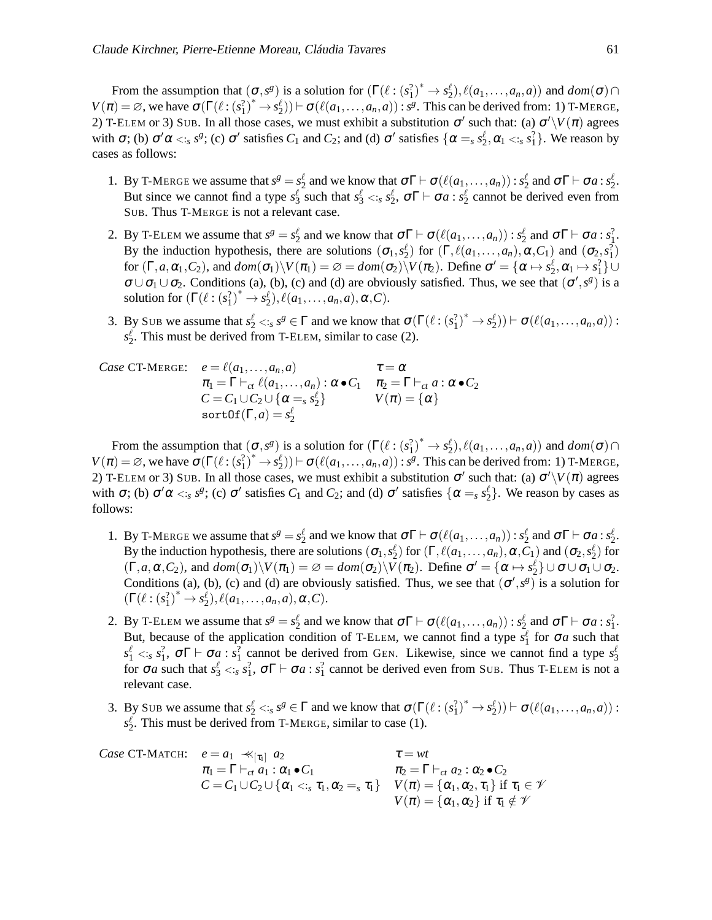From the assumption that $(\sigma, s^g)$ is a solution for $(\Gamma(\ell : (s_1^?)^* \rightarrow s_2^\ell), \ell(a_1,\ldots,a_n,a))$ and $dom(\sigma) \cap V(\pi) = \varnothing$, we have $\sigma(\Gamma(\ell : (s_1^?)^* \rightarrow s_2^\ell)) \vdash \sigma(\ell(a_1,\ldots,a_n,a)) : s^g$. This can be derived from: 1) T-MERGE, 2) T-ELEM or 3) SUB. In all those cases, we must exhibit a substitution $\sigma'$ such that: (a) $\sigma' \backslash V(\pi)$ agrees with $\sigma$; (b) $\sigma'\alpha <:_s s^g$; (c) $\sigma'$ satisfies $C_1$ and $C_2$; and (d) $\sigma'$ satisfies $\{\alpha =_s s_2^\ell, \alpha_1 <:_s s_1^?\}$. We reason by cases as follows:

1. By T-MERGE we assume that $s^g = s_2^\ell$ and we know that $\sigma\Gamma \vdash \sigma(\ell(a_1,\ldots,a_n)) : s_2^\ell$ and $\sigma\Gamma \vdash \sigma a : s_2^\ell$. But since we cannot find a type $s_3^\ell$ such that $s_3^\ell <:_s s_2^\ell$, $\sigma\Gamma \vdash \sigma a : s_2^\ell$ cannot be derived even from SUB. Thus T-MERGE is not a relevant case.
2. By T-ELEM we assume that $s^g = s_2^\ell$ and we know that $\sigma\Gamma \vdash \sigma(\ell(a_1,\ldots,a_n)) : s_2^\ell$ and $\sigma\Gamma \vdash \sigma a : s_1^?$. By the induction hypothesis, there are solutions $(\sigma_1, s_2^\ell)$ for $(\Gamma, \ell(a_1,\ldots,a_n), \alpha, C_1)$ and $(\sigma_2, s_1^?)$ for $(\Gamma, a, \alpha_1, C_2)$, and $dom(\sigma_1)\backslash V(\pi_1) = \varnothing = dom(\sigma_2)\backslash V(\pi_2)$. Define $\sigma' = \{\alpha \mapsto s_2^\ell, \alpha_1 \mapsto s_1^?\} \cup \sigma \cup \sigma_1 \cup \sigma_2$. Conditions (a), (b), (c) and (d) are obviously satisfied. Thus, we see that $(\sigma', s^g)$ is a solution for $(\Gamma(\ell : (s_1^?)^* \rightarrow s_2^\ell), \ell(a_1,\ldots,a_n,a), \alpha, C)$.
3. By SUB we assume that $s_2^\ell <:_s s^g \in \Gamma$ and we know that $\sigma(\Gamma(\ell : (s_1^?)^* \rightarrow s_2^\ell)) \vdash \sigma(\ell(a_1,\ldots,a_n,a)) : s_2^\ell$. This must be derived from T-ELEM, similar to case (2).

*Case* CT-MERGE:

$$
\begin{array}{ll}
e = \ell(a_1,\ldots,a_n,a) & \tau = \alpha \\
\pi_1 = \Gamma \vdash_{ct} \ell(a_1,\ldots,a_n) : \alpha \bullet C_1 & \pi_2 = \Gamma \vdash_{ct} a : \alpha \bullet C_2 \\
C = C_1 \cup C_2 \cup \{\alpha =_s s_2^\ell\} & V(\pi) = \{\alpha\} \\
\mathtt{sortOf}(\Gamma, a) = s_2^\ell &
\end{array}
$$

From the assumption that $(\sigma, s^g)$ is a solution for $(\Gamma(\ell : (s_1^?)^* \rightarrow s_2^\ell), \ell(a_1,\ldots,a_n,a))$ and $dom(\sigma) \cap V(\pi) = \varnothing$, we have $\sigma(\Gamma(\ell : (s_1^?)^* \rightarrow s_2^\ell)) \vdash \sigma(\ell(a_1,\ldots,a_n,a)) : s^g$. This can be derived from: 1) T-MERGE, 2) T-ELEM or 3) SUB. In all those cases, we must exhibit a substitution $\sigma'$ such that: (a) $\sigma' \backslash V(\pi)$ agrees with $\sigma$; (b) $\sigma'\alpha <:_s s^g$; (c) $\sigma'$ satisfies $C_1$ and $C_2$; and (d) $\sigma'$ satisfies $\{\alpha =_s s_2^\ell\}$. We reason by cases as follows:

1. By T-MERGE we assume that $s^g = s_2^\ell$ and we know that $\sigma\Gamma \vdash \sigma(\ell(a_1,\ldots,a_n)) : s_2^\ell$ and $\sigma\Gamma \vdash \sigma a : s_2^\ell$. By the induction hypothesis, there are solutions $(\sigma_1, s_2^\ell)$ for $(\Gamma, \ell(a_1,\ldots,a_n), \alpha, C_1)$ and $(\sigma_2, s_2^\ell)$ for $(\Gamma, a, \alpha, C_2)$, and $dom(\sigma_1)\backslash V(\pi_1) = \varnothing = dom(\sigma_2)\backslash V(\pi_2)$. Define $\sigma' = \{\alpha \mapsto s_2^\ell\} \cup \sigma \cup \sigma_1 \cup \sigma_2$. Conditions (a), (b), (c) and (d) are obviously satisfied. Thus, we see that $(\sigma', s^g)$ is a solution for $(\Gamma(\ell : (s_1^?)^* \rightarrow s_2^\ell), \ell(a_1,\ldots,a_n,a), \alpha, C)$.
2. By T-ELEM we assume that $s^g = s_2^\ell$ and we know that $\sigma\Gamma \vdash \sigma(\ell(a_1,\ldots,a_n)) : s_2^\ell$ and $\sigma\Gamma \vdash \sigma a : s_1^?$. But, because of the application condition of T-ELEM, we cannot find a type $s_1^\ell$ for $\sigma a$ such that $s_1^\ell <:_s s_1^?$, $\sigma\Gamma \vdash \sigma a : s_1^?$ cannot be derived from GEN. Likewise, since we cannot find a type $s_3^\ell$ for $\sigma a$ such that $s_3^\ell <:_s s_1^?$, $\sigma\Gamma \vdash \sigma a : s_1^?$ cannot be derived even from SUB. Thus T-ELEM is not a relevant case.
3. By SUB we assume that $s_2^\ell <:_s s^g \in \Gamma$ and we know that $\sigma(\Gamma(\ell : (s_1^?)^* \rightarrow s_2^\ell)) \vdash \sigma(\ell(a_1,\ldots,a_n,a)) : s_2^\ell$. This must be derived from T-MERGE, similar to case (1).

*Case* CT-MATCH:

$$
\begin{array}{ll}
e = a_1 \ll_{[\tau_1]} a_2 & \tau = wt \\
\pi_1 = \Gamma \vdash_{ct} a_1 : \alpha_1 \bullet C_1 & \pi_2 = \Gamma \vdash_{ct} a_2 : \alpha_2 \bullet C_2 \\
C = C_1 \cup C_2 \cup \{\alpha_1 <:_s \tau_1, \alpha_2 =_s \tau_1\} & V(\pi) = \{\alpha_1, \alpha_2, \tau_1\} \text{ if } \tau_1 \in \mathscr{V} \\
 & V(\pi) = \{\alpha_1, \alpha_2\} \text{ if } \tau_1 \notin \mathscr{V}
\end{array}
$$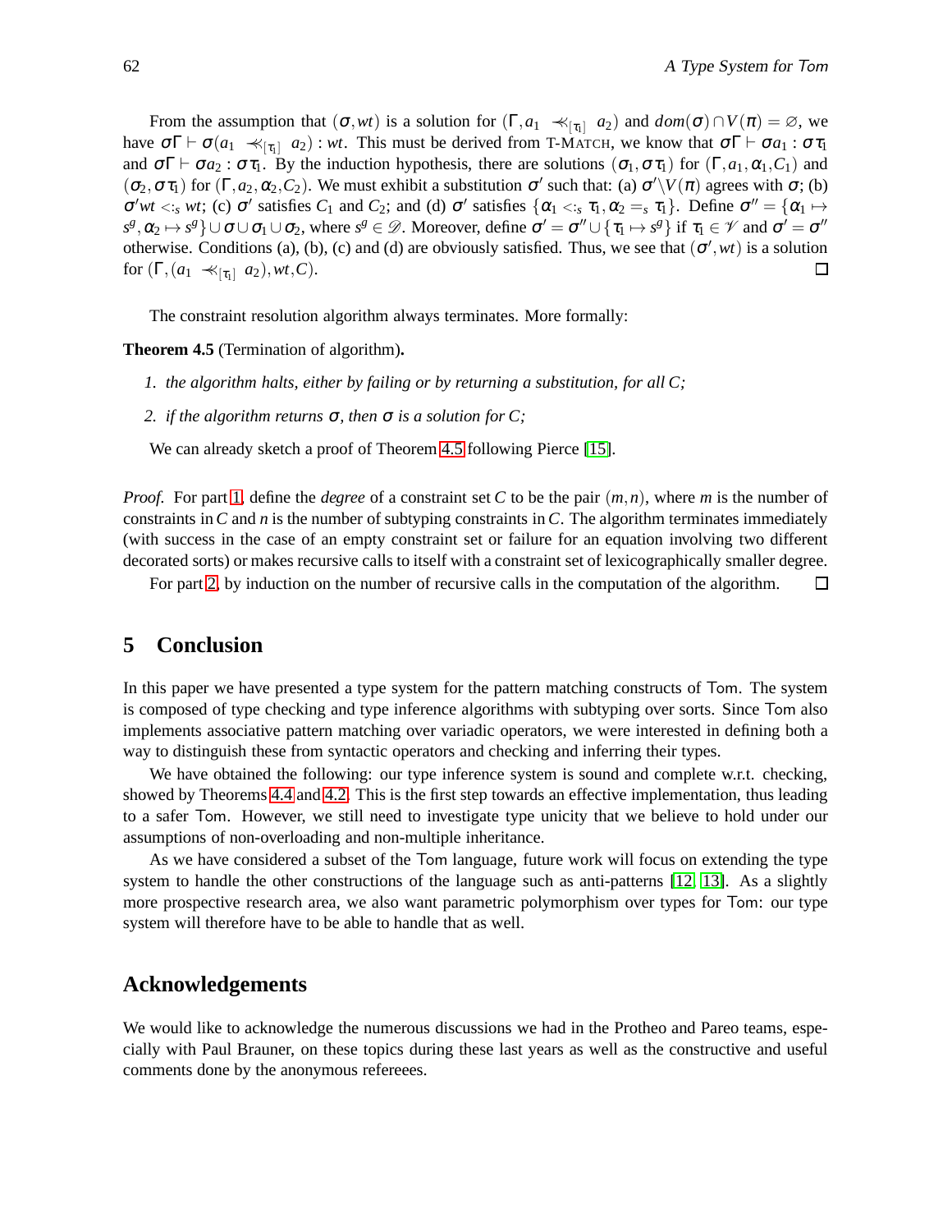From the assumption that $(\sigma, wt)$ is a solution for $(\Gamma, a_1 \ll_{[\tau_1]} a_2)$ and $dom(\sigma) \cap V(\pi) = \varnothing$, we have $\sigma\Gamma \vdash \sigma(a_1 \ll_{[\tau_1]} a_2) : wt$. This must be derived from T-MATCH, we know that $\sigma\Gamma \vdash \sigma a_1 : \sigma\tau_1$ and $\sigma\Gamma \vdash \sigma a_2 : \sigma\tau_1$. By the induction hypothesis, there are solutions $(\sigma_1, \sigma\tau_1)$ for $(\Gamma, a_1, \alpha_1, C_1)$ and $(\sigma_2, \sigma\tau_1)$ for $(\Gamma, a_2, \alpha_2, C_2)$. We must exhibit a substitution $\sigma'$ such that: (a) $\sigma' \backslash V(\pi)$ agrees with $\sigma$; (b) $\sigma' wt <:_s wt$; (c) $\sigma'$ satisfies $C_1$ and $C_2$; and (d) $\sigma'$ satisfies $\{\alpha_1 <:_s \tau_1, \alpha_2 =_s \tau_1\}$. Define $\sigma'' = \{\alpha_1 \mapsto s^g, \alpha_2 \mapsto s^g\} \cup \sigma \cup \sigma_1 \cup \sigma_2$, where $s^g \in \mathscr{D}$. Moreover, define $\sigma' = \sigma'' \cup \{\tau_1 \mapsto s^g\}$ if $\tau_1 \in \mathscr{V}$ and $\sigma' = \sigma''$ otherwise. Conditions (a), (b), (c) and (d) are obviously satisfied. Thus, we see that $(\sigma', wt)$ is a solution for $(\Gamma, (a_1 \ll_{[\tau_1]} a_2), wt, C)$. □

The constraint resolution algorithm always terminates. More formally:

**Theorem 4.5** (Termination of algorithm)**.**

1. *the algorithm halts, either by failing or by returning a substitution, for all $C$;*
2. *if the algorithm returns $\sigma$, then $\sigma$ is a solution for $C$;*

We can already sketch a proof of Theorem 4.5 following Pierce [15].

*Proof.* For part 1, define the *degree* of a constraint set $C$ to be the pair $(m,n)$, where $m$ is the number of constraints in $C$ and $n$ is the number of subtyping constraints in $C$. The algorithm terminates immediately (with success in the case of an empty constraint set or failure for an equation involving two different decorated sorts) or makes recursive calls to itself with a constraint set of lexicographically smaller degree.

For part 2, by induction on the number of recursive calls in the computation of the algorithm. □

## 5 Conclusion

In this paper we have presented a type system for the pattern matching constructs of Tom. The system is composed of type checking and type inference algorithms with subtyping over sorts. Since Tom also implements associative pattern matching over variadic operators, we were interested in defining both a way to distinguish these from syntactic operators and checking and inferring their types.

We have obtained the following: our type inference system is sound and complete w.r.t. checking, showed by Theorems 4.4 and 4.2. This is the first step towards an effective implementation, thus leading to a safer Tom. However, we still need to investigate type unicity that we believe to hold under our assumptions of non-overloading and non-multiple inheritance.

As we have considered a subset of the Tom language, future work will focus on extending the type system to handle the other constructions of the language such as anti-patterns [12, 13]. As a slightly more prospective research area, we also want parametric polymorphism over types for Tom: our type system will therefore have to be able to handle that as well.

## Acknowledgements

We would like to acknowledge the numerous discussions we had in the Protheo and Pareo teams, especially with Paul Brauner, on these topics during these last years as well as the constructive and useful comments done by the anonymous refereees.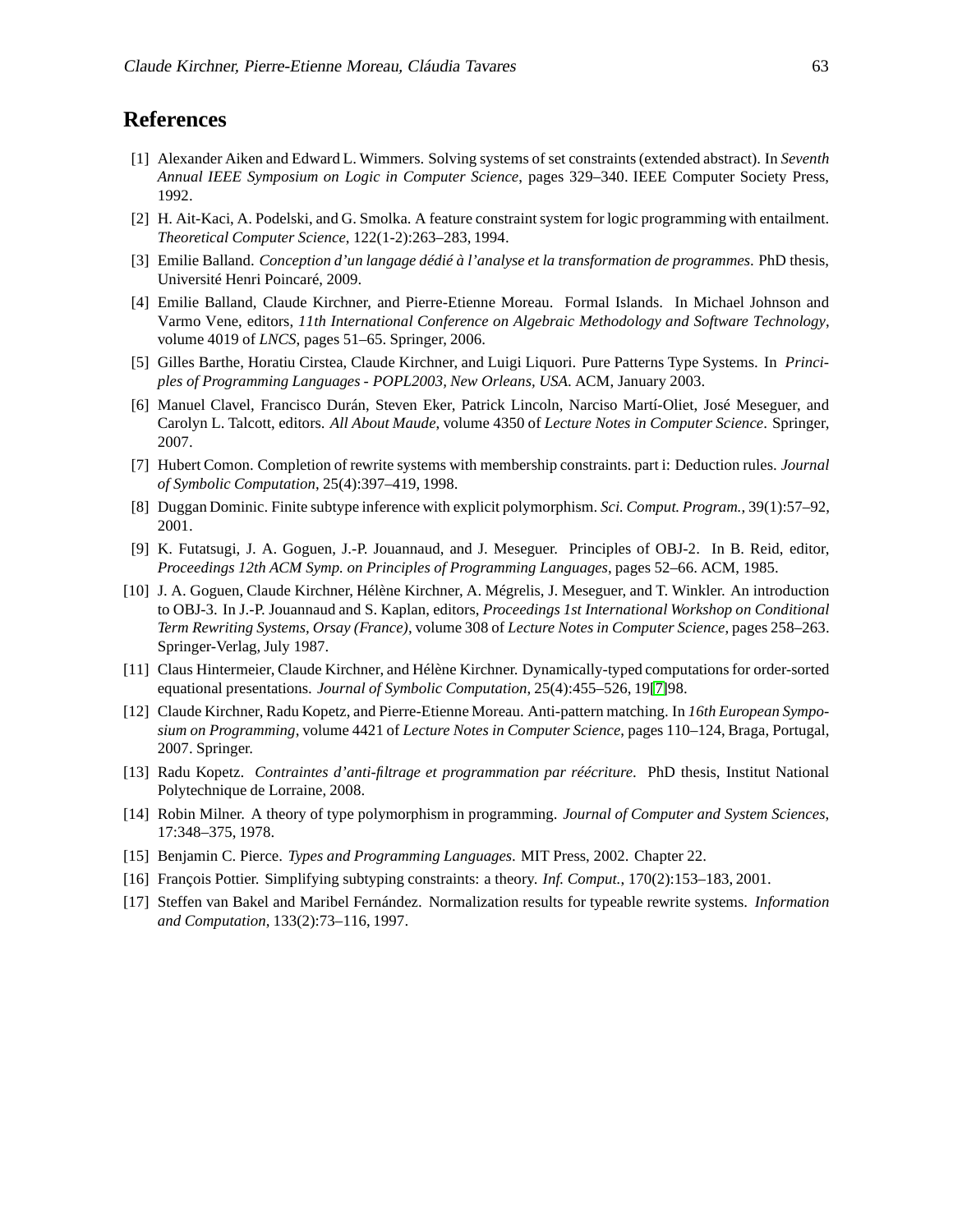## References

[1] Alexander Aiken and Edward L. Wimmers. Solving systems of set constraints (extended abstract). In *Seventh Annual IEEE Symposium on Logic in Computer Science*, pages 329–340. IEEE Computer Society Press, 1992.

[2] H. Ait-Kaci, A. Podelski, and G. Smolka. A feature constraint system for logic programming with entailment. *Theoretical Computer Science*, 122(1-2):263–283, 1994.

[3] Emilie Balland. *Conception d'un langage dédié à l'analyse et la transformation de programmes*. PhD thesis, Université Henri Poincaré, 2009.

[4] Emilie Balland, Claude Kirchner, and Pierre-Etienne Moreau. Formal Islands. In Michael Johnson and Varmo Vene, editors, *11th International Conference on Algebraic Methodology and Software Technology*, volume 4019 of *LNCS*, pages 51–65. Springer, 2006.

[5] Gilles Barthe, Horatiu Cirstea, Claude Kirchner, and Luigi Liquori. Pure Patterns Type Systems. In *Principles of Programming Languages - POPL2003, New Orleans, USA*. ACM, January 2003.

[6] Manuel Clavel, Francisco Durán, Steven Eker, Patrick Lincoln, Narciso Martí-Oliet, José Meseguer, and Carolyn L. Talcott, editors. *All About Maude*, volume 4350 of *Lecture Notes in Computer Science*. Springer, 2007.

[7] Hubert Comon. Completion of rewrite systems with membership constraints. part i: Deduction rules. *Journal of Symbolic Computation*, 25(4):397–419, 1998.

[8] Duggan Dominic. Finite subtype inference with explicit polymorphism. *Sci. Comput. Program.*, 39(1):57–92, 2001.

[9] K. Futatsugi, J. A. Goguen, J.-P. Jouannaud, and J. Meseguer. Principles of OBJ-2. In B. Reid, editor, *Proceedings 12th ACM Symp. on Principles of Programming Languages*, pages 52–66. ACM, 1985.

[10] J. A. Goguen, Claude Kirchner, Hélène Kirchner, A. Mégrelis, J. Meseguer, and T. Winkler. An introduction to OBJ-3. In J.-P. Jouannaud and S. Kaplan, editors, *Proceedings 1st International Workshop on Conditional Term Rewriting Systems, Orsay (France)*, volume 308 of *Lecture Notes in Computer Science*, pages 258–263. Springer-Verlag, July 1987.

[11] Claus Hintermeier, Claude Kirchner, and Hélène Kirchner. Dynamically-typed computations for order-sorted equational presentations. *Journal of Symbolic Computation*, 25(4):455–526, 19[7]98.

[12] Claude Kirchner, Radu Kopetz, and Pierre-Etienne Moreau. Anti-pattern matching. In *16th European Symposium on Programming*, volume 4421 of *Lecture Notes in Computer Science*, pages 110–124, Braga, Portugal, 2007. Springer.

[13] Radu Kopetz. *Contraintes d'anti-filtrage et programmation par réécriture*. PhD thesis, Institut National Polytechnique de Lorraine, 2008.

[14] Robin Milner. A theory of type polymorphism in programming. *Journal of Computer and System Sciences*, 17:348–375, 1978.

[15] Benjamin C. Pierce. *Types and Programming Languages*. MIT Press, 2002. Chapter 22.

[16] François Pottier. Simplifying subtyping constraints: a theory. *Inf. Comput.*, 170(2):153–183, 2001.

[17] Steffen van Bakel and Maribel Fernández. Normalization results for typeable rewrite systems. *Information and Computation*, 133(2):73–116, 1997.